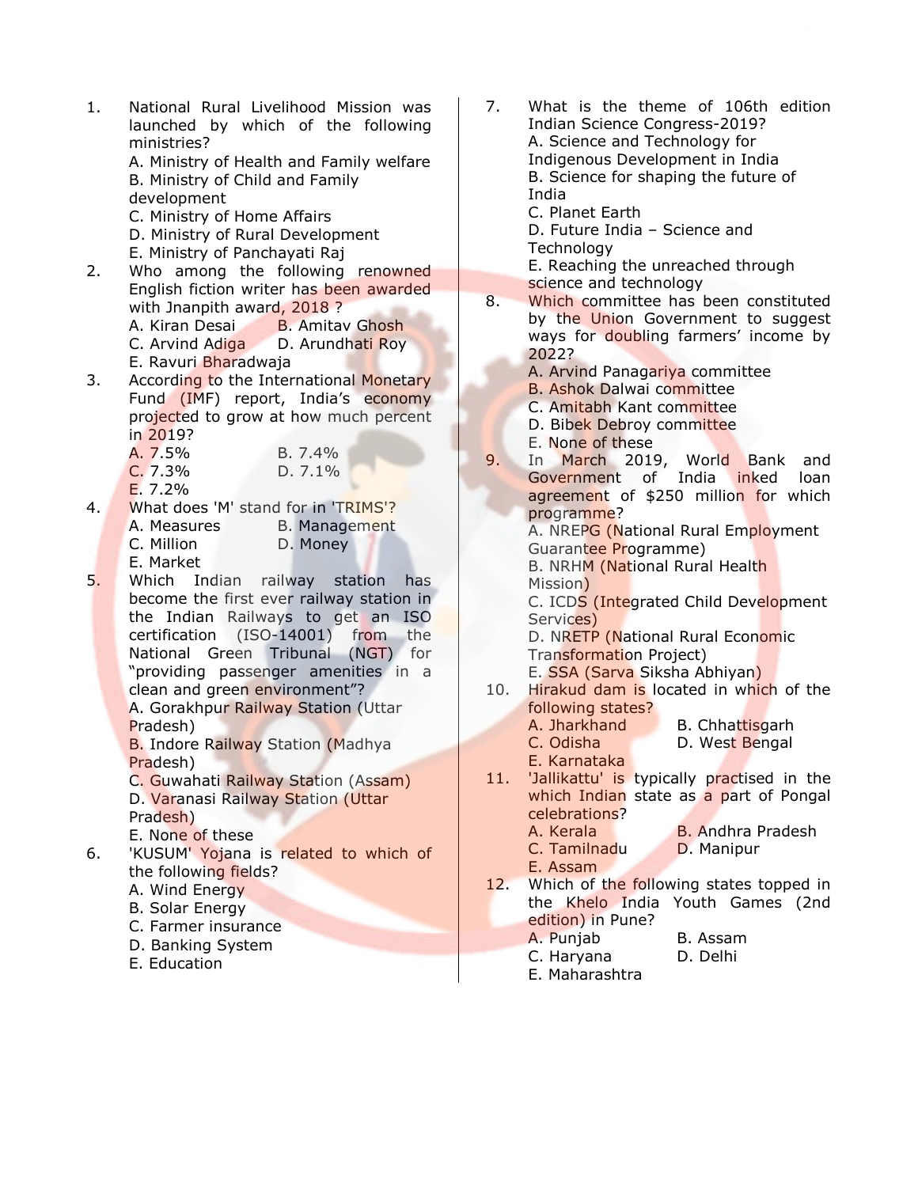1. National Rural Livelihood Mission was launched by which of the following ministries?
   A. Ministry of Health and Family welfare
   B. Ministry of Child and Family development
   C. Ministry of Home Affairs
   D. Ministry of Rural Development
   E. Ministry of Panchayati Raj

2. Who among the following renowned English fiction writer has been awarded with Jnanpith award, 2018 ?
   A. Kiran Desai B. Amitav Ghosh
   C. Arvind Adiga D. Arundhati Roy
   E. Ravuri Bharadwaja

3. According to the International Monetary Fund (IMF) report, India's economy projected to grow at how much percent in 2019?
   A. 7.5% B. 7.4%
   C. 7.3% D. 7.1%
   E. 7.2%

4. What does 'M' stand for in 'TRIMS'?
   A. Measures B. Management
   C. Million D. Money
   E. Market

5. Which Indian railway station has become the first ever railway station in the Indian Railways to get an ISO certification (ISO-14001) from the National Green Tribunal (NGT) for "providing passenger amenities in a clean and green environment"?
   A. Gorakhpur Railway Station (Uttar Pradesh)
   B. Indore Railway Station (Madhya Pradesh)
   C. Guwahati Railway Station (Assam)
   D. Varanasi Railway Station (Uttar Pradesh)
   E. None of these

6. 'KUSUM' Yojana is related to which of the following fields?
   A. Wind Energy
   B. Solar Energy
   C. Farmer insurance
   D. Banking System
   E. Education

7. What is the theme of 106th edition Indian Science Congress-2019?
   A. Science and Technology for Indigenous Development in India
   B. Science for shaping the future of India
   C. Planet Earth
   D. Future India – Science and Technology
   E. Reaching the unreached through science and technology

8. Which committee has been constituted by the Union Government to suggest ways for doubling farmers' income by 2022?
   A. Arvind Panagariya committee
   B. Ashok Dalwai committee
   C. Amitabh Kant committee
   D. Bibek Debroy committee
   E. None of these

9. In March 2019, World Bank and Government of India inked loan agreement of $250 million for which programme?
   A. NREPG (National Rural Employment Guarantee Programme)
   B. NRHM (National Rural Health Mission)
   C. ICDS (Integrated Child Development Services)
   D. NRETP (National Rural Economic Transformation Project)
   E. SSA (Sarva Siksha Abhiyan)

10. Hirakud dam is located in which of the following states?
    A. Jharkhand B. Chhattisgarh
    C. Odisha D. West Bengal
    E. Karnataka

11. 'Jallikattu' is typically practised in the which Indian state as a part of Pongal celebrations?
    A. Kerala B. Andhra Pradesh
    C. Tamilnadu D. Manipur
    E. Assam

12. Which of the following states topped in the Khelo India Youth Games (2nd edition) in Pune?
    A. Punjab B. Assam
    C. Haryana D. Delhi
    E. Maharashtra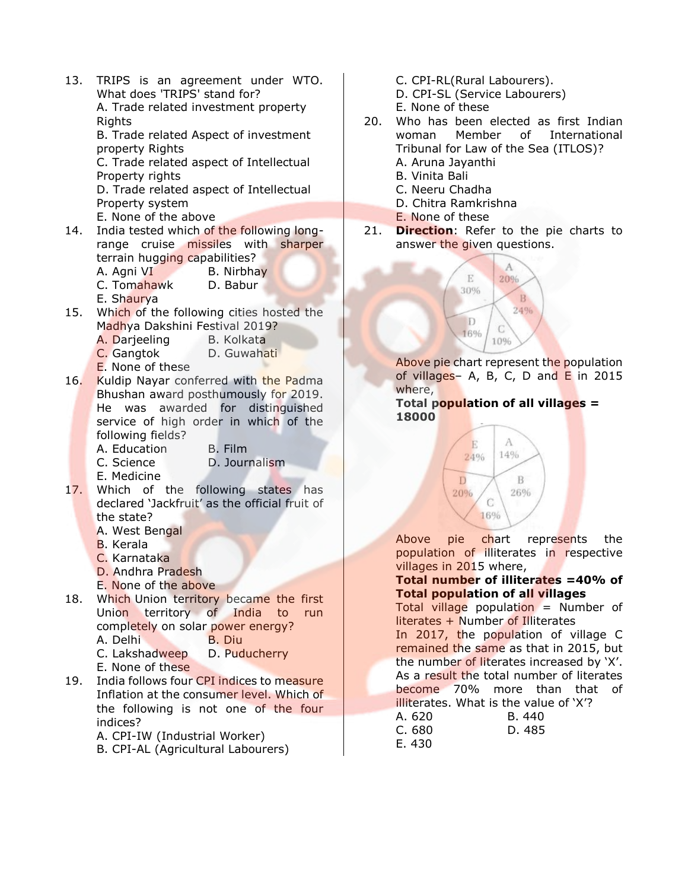13. TRIPS is an agreement under WTO. What does 'TRIPS' stand for?
A. Trade related investment property Rights
B. Trade related Aspect of investment property Rights
C. Trade related aspect of Intellectual Property rights
D. Trade related aspect of Intellectual Property system
E. None of the above

14. India tested which of the following long-range cruise missiles with sharper terrain hugging capabilities?
A. Agni VI
B. Nirbhay
C. Tomahawk
D. Babur
E. Shaurya

15. Which of the following cities hosted the Madhya Dakshini Festival 2019?
A. Darjeeling
B. Kolkata
C. Gangtok
D. Guwahati
E. None of these

16. Kuldip Nayar conferred with the Padma Bhushan award posthumously for 2019. He was awarded for distinguished service of high order in which of the following fields?
A. Education
B. Film
C. Science
D. Journalism
E. Medicine

17. Which of the following states has declared 'Jackfruit' as the official fruit of the state?
A. West Bengal
B. Kerala
C. Karnataka
D. Andhra Pradesh
E. None of the above

18. Which Union territory became the first Union territory of India to run completely on solar power energy?
A. Delhi
B. Diu
C. Lakshadweep
D. Puducherry
E. None of these

19. India follows four CPI indices to measure Inflation at the consumer level. Which of the following is not one of the four indices?
A. CPI-IW (Industrial Worker)
B. CPI-AL (Agricultural Labourers)
C. CPI-RL(Rural Labourers).
D. CPI-SL (Service Labourers)
E. None of these

20. Who has been elected as first Indian woman Member of International Tribunal for Law of the Sea (ITLOS)?
A. Aruna Jayanthi
B. Vinita Bali
C. Neeru Chadha
D. Chitra Ramkrishna
E. None of these

21. **Direction**: Refer to the pie charts to answer the given questions.

| Village | A | B | C | D | E |
|---|---|---|---|---|---|
| Population (%) | 20% | 24% | 10% | 16% | 30% |

Above pie chart represent the population of villages– A, B, C, D and E in 2015 where,
**Total population of all villages = 18000**

| Village | A | B | C | D | E |
|---|---|---|---|---|---|
| Illiterates (%) | 14% | 26% | 16% | 20% | 24% |

Above pie chart represents the population of illiterates in respective villages in 2015 where,
**Total number of illiterates =40% of Total population of all villages**
Total village population = Number of literates + Number of Illiterates
In 2017, the population of village C remained the same as that in 2015, but the number of literates increased by 'X'. As a result the total number of literates become 70% more than that of illiterates. What is the value of 'X'?
A. 620
B. 440
C. 680
D. 485
E. 430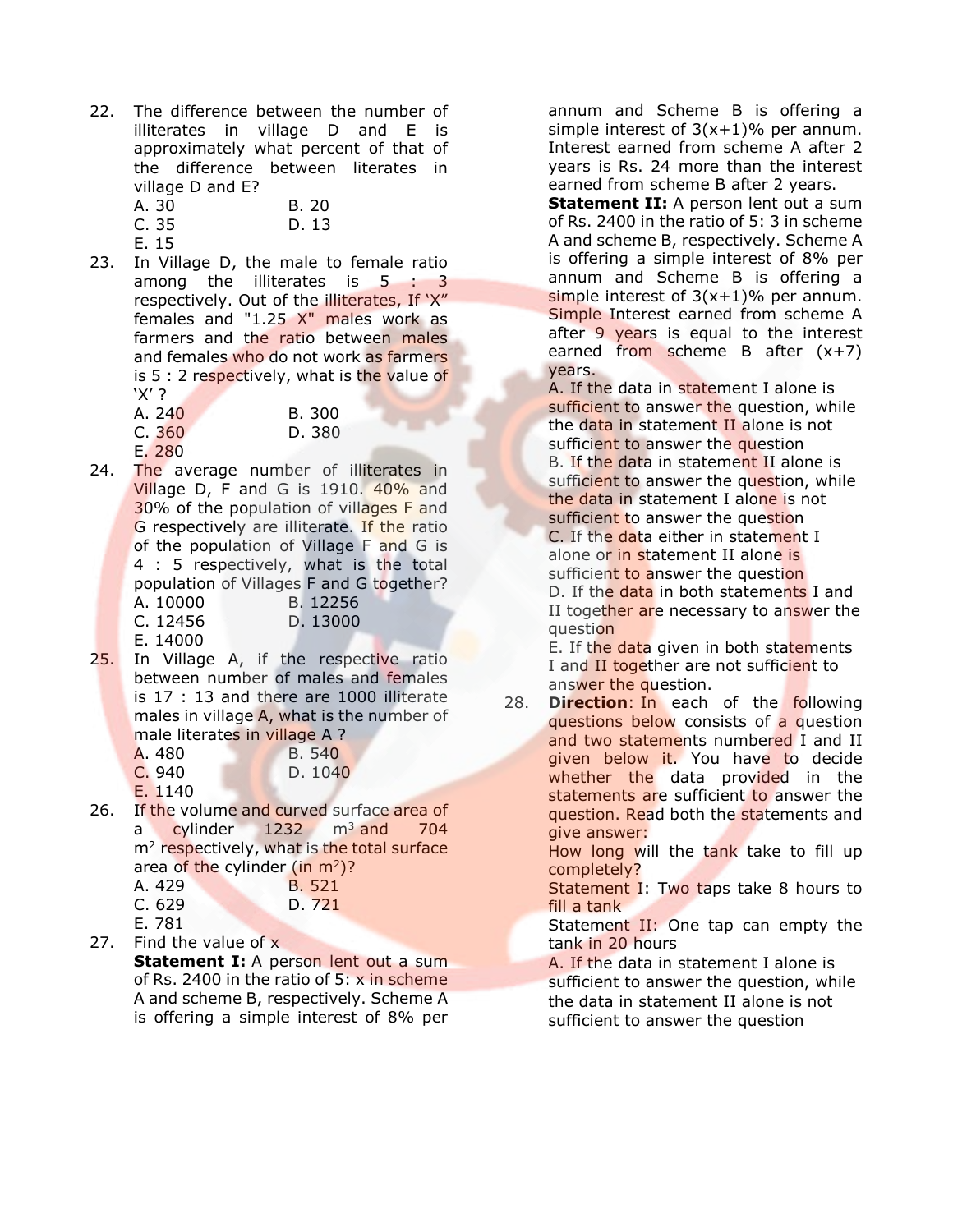22. The difference between the number of illiterates in village D and E is approximately what percent of that of the difference between literates in village D and E?
    A. 30 B. 20
    C. 35 D. 13
    E. 15

23. In Village D, the male to female ratio among the illiterates is 5 : 3 respectively. Out of the illiterates, If 'X" females and "1.25 X" males work as farmers and the ratio between males and females who do not work as farmers is 5 : 2 respectively, what is the value of 'X' ?
    A. 240 B. 300
    C. 360 D. 380
    E. 280

24. The average number of illiterates in Village D, F and G is 1910. 40% and 30% of the population of villages F and G respectively are illiterate. If the ratio of the population of Village F and G is 4 : 5 respectively, what is the total population of Villages F and G together?
    A. 10000 B. 12256
    C. 12456 D. 13000
    E. 14000

25. In Village A, if the respective ratio between number of males and females is 17 : 13 and there are 1000 illiterate males in village A, what is the number of male literates in village A ?
    A. 480 B. 540
    C. 940 D. 1040
    E. 1140

26. If the volume and curved surface area of a cylinder 1232 $m^3$ and 704 $m^2$ respectively, what is the total surface area of the cylinder (in $m^2$)?
    A. 429 B. 521
    C. 629 D. 721
    E. 781

27. Find the value of x
    **Statement I:** A person lent out a sum of Rs. 2400 in the ratio of 5: x in scheme A and scheme B, respectively. Scheme A is offering a simple interest of 8% per annum and Scheme B is offering a simple interest of $3(x+1)$% per annum. Interest earned from scheme A after 2 years is Rs. 24 more than the interest earned from scheme B after 2 years.
    **Statement II:** A person lent out a sum of Rs. 2400 in the ratio of 5: 3 in scheme A and scheme B, respectively. Scheme A is offering a simple interest of 8% per annum and Scheme B is offering a simple interest of $3(x+1)$% per annum. Simple Interest earned from scheme A after 9 years is equal to the interest earned from scheme B after $(x+7)$ years.
    A. If the data in statement I alone is sufficient to answer the question, while the data in statement II alone is not sufficient to answer the question
    B. If the data in statement II alone is sufficient to answer the question, while the data in statement I alone is not sufficient to answer the question
    C. If the data either in statement I alone or in statement II alone is sufficient to answer the question
    D. If the data in both statements I and II together are necessary to answer the question
    E. If the data given in both statements I and II together are not sufficient to answer the question.

28. **Direction**: In each of the following questions below consists of a question and two statements numbered I and II given below it. You have to decide whether the data provided in the statements are sufficient to answer the question. Read both the statements and give answer:
    How long will the tank take to fill up completely?
    Statement I: Two taps take 8 hours to fill a tank
    Statement II: One tap can empty the tank in 20 hours
    A. If the data in statement I alone is sufficient to answer the question, while the data in statement II alone is not sufficient to answer the question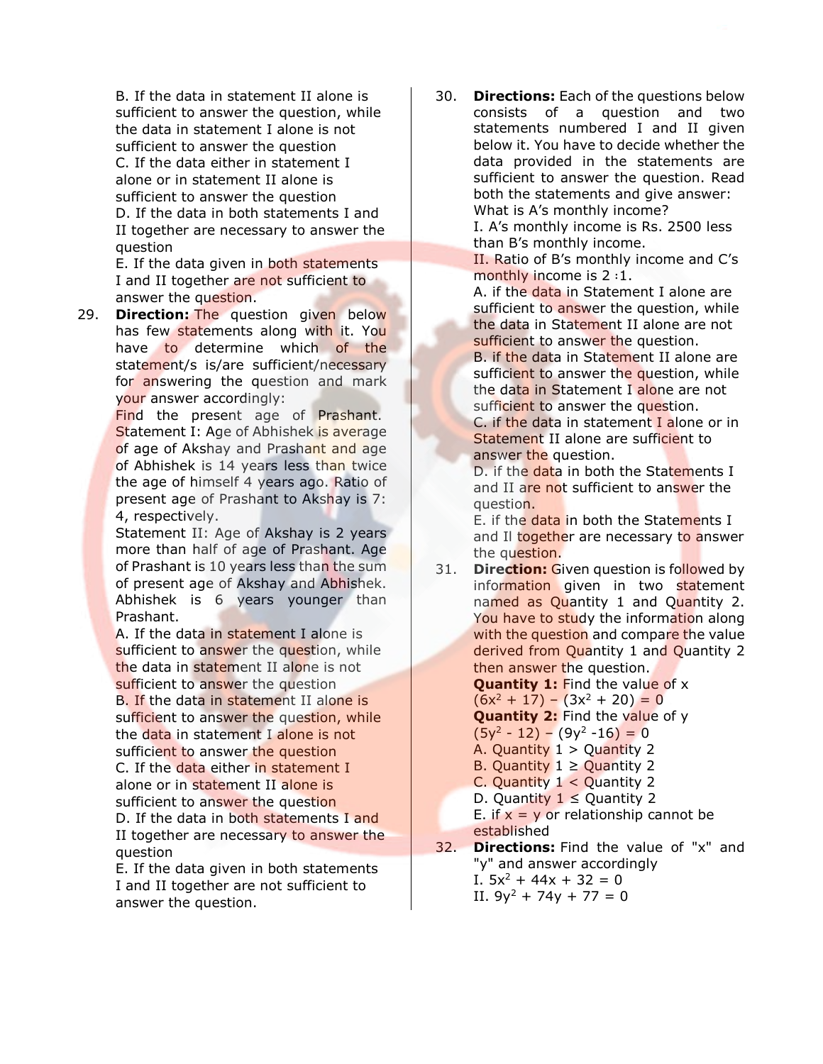B. If the data in statement II alone is sufficient to answer the question, while the data in statement I alone is not sufficient to answer the question

C. If the data either in statement I alone or in statement II alone is sufficient to answer the question

D. If the data in both statements I and II together are necessary to answer the question

E. If the data given in both statements I and II together are not sufficient to answer the question.

29. **Direction:** The question given below has few statements along with it. You have to determine which of the statement/s is/are sufficient/necessary for answering the question and mark your answer accordingly:

Find the present age of Prashant.

Statement I: Age of Abhishek is average of age of Akshay and Prashant and age of Abhishek is 14 years less than twice the age of himself 4 years ago. Ratio of present age of Prashant to Akshay is 7: 4, respectively.

Statement II: Age of Akshay is 2 years more than half of age of Prashant. Age of Prashant is 10 years less than the sum of present age of Akshay and Abhishek. Abhishek is 6 years younger than Prashant.

A. If the data in statement I alone is sufficient to answer the question, while the data in statement II alone is not sufficient to answer the question

B. If the data in statement II alone is sufficient to answer the question, while the data in statement I alone is not sufficient to answer the question

C. If the data either in statement I alone or in statement II alone is sufficient to answer the question

D. If the data in both statements I and II together are necessary to answer the question

E. If the data given in both statements I and II together are not sufficient to answer the question.

30. **Directions:** Each of the questions below consists of a question and two statements numbered I and II given below it. You have to decide whether the data provided in the statements are sufficient to answer the question. Read both the statements and give answer:

What is A's monthly income?

I. A's monthly income is Rs. 2500 less than B's monthly income.

II. Ratio of B's monthly income and C's monthly income is 2 :1.

A. if the data in Statement I alone are sufficient to answer the question, while the data in Statement II alone are not sufficient to answer the question.

B. if the data in Statement II alone are sufficient to answer the question, while the data in Statement I alone are not sufficient to answer the question.

C. if the data in statement I alone or in Statement II alone are sufficient to answer the question.

D. if the data in both the Statements I and II are not sufficient to answer the question.

E. if the data in both the Statements I and Il together are necessary to answer the question.

31. **Direction:** Given question is followed by information given in two statement named as Quantity 1 and Quantity 2. You have to study the information along with the question and compare the value derived from Quantity 1 and Quantity 2 then answer the question.

**Quantity 1:** Find the value of x

$(6x^2 + 17) - (3x^2 + 20) = 0$

**Quantity 2:** Find the value of y

$(5y^2 - 12) - (9y^2 - 16) = 0$

A. Quantity 1 > Quantity 2

B. Quantity 1 ≥ Quantity 2

C. Quantity 1 < Quantity 2

D. Quantity 1 ≤ Quantity 2

E. if x = y or relationship cannot be established

32. **Directions:** Find the value of "x" and "y" and answer accordingly

I. $5x^2 + 44x + 32 = 0$

II. $9y^2 + 74y + 77 = 0$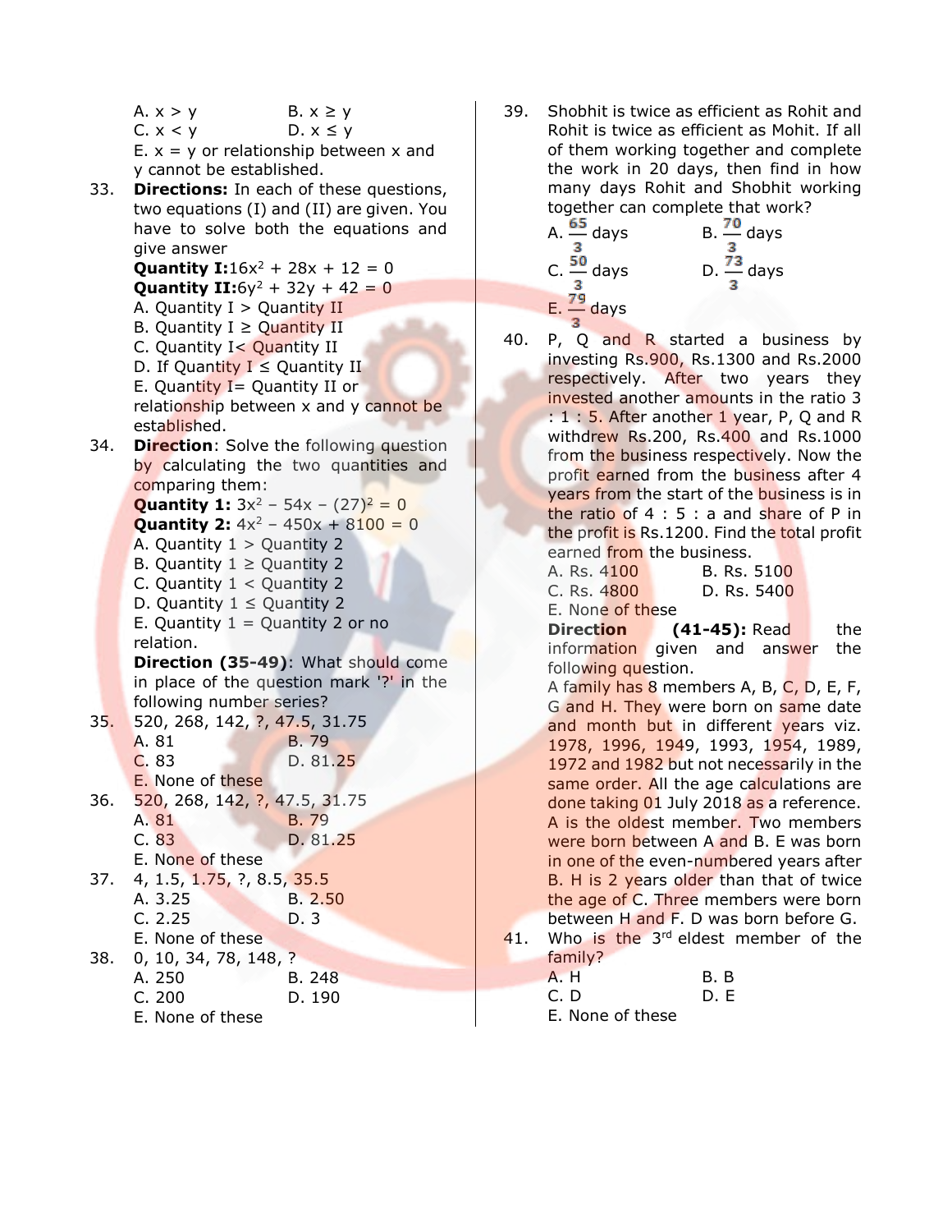A. $x > y$ B. $x \geq y$
C. $x < y$ D. $x \leq y$
E. $x = y$ or relationship between x and y cannot be established.

33. **Directions:** In each of these questions, two equations (I) and (II) are given. You have to solve both the equations and give answer
**Quantity I:** $16x^2 + 28x + 12 = 0$
**Quantity II:** $6y^2 + 32y + 42 = 0$
A. Quantity I > Quantity II
B. Quantity I ≥ Quantity II
C. Quantity I< Quantity II
D. If Quantity I ≤ Quantity II
E. Quantity I= Quantity II or relationship between x and y cannot be established.

34. **Direction**: Solve the following question by calculating the two quantities and comparing them:
**Quantity 1:** $3x^2 - 54x - (27)^2 = 0$
**Quantity 2:** $4x^2 - 450x + 8100 = 0$
A. Quantity 1 > Quantity 2
B. Quantity 1 ≥ Quantity 2
C. Quantity 1 < Quantity 2
D. Quantity 1 ≤ Quantity 2
E. Quantity 1 = Quantity 2 or no relation.

**Direction (35-49)**: What should come in place of the question mark '?' in the following number series?

35. 520, 268, 142, ?, 47.5, 31.75
A. 81 B. 79
C. 83 D. 81.25
E. None of these

36. 520, 268, 142, ?, 47.5, 31.75
A. 81 B. 79
C. 83 D. 81.25
E. None of these

37. 4, 1.5, 1.75, ?, 8.5, 35.5
A. 3.25 B. 2.50
C. 2.25 D. 3
E. None of these

38. 0, 10, 34, 78, 148, ?
A. 250 B. 248
C. 200 D. 190
E. None of these

39. Shobhit is twice as efficient as Rohit and Rohit is twice as efficient as Mohit. If all of them working together and complete the work in 20 days, then find in how many days Rohit and Shobhit working together can complete that work?
A. $\frac{65}{3}$ days B. $\frac{70}{3}$ days
C. $\frac{50}{3}$ days D. $\frac{73}{3}$ days
E. $\frac{79}{3}$ days

40. P, Q and R started a business by investing Rs.900, Rs.1300 and Rs.2000 respectively. After two years they invested another amounts in the ratio 3 : 1 : 5. After another 1 year, P, Q and R withdrew Rs.200, Rs.400 and Rs.1000 from the business respectively. Now the profit earned from the business after 4 years from the start of the business is in the ratio of 4 : 5 : a and share of P in the profit is Rs.1200. Find the total profit earned from the business.
A. Rs. 4100 B. Rs. 5100
C. Rs. 4800 D. Rs. 5400
E. None of these

**Direction (41-45):** Read the information given and answer the following question.
A family has 8 members A, B, C, D, E, F, G and H. They were born on same date and month but in different years viz. 1978, 1996, 1949, 1993, 1954, 1989, 1972 and 1982 but not necessarily in the same order. All the age calculations are done taking 01 July 2018 as a reference. A is the oldest member. Two members were born between A and B. E was born in one of the even-numbered years after B. H is 2 years older than that of twice the age of C. Three members were born between H and F. D was born before G.

41. Who is the 3rd eldest member of the family?
A. H B. B
C. D D. E
E. None of these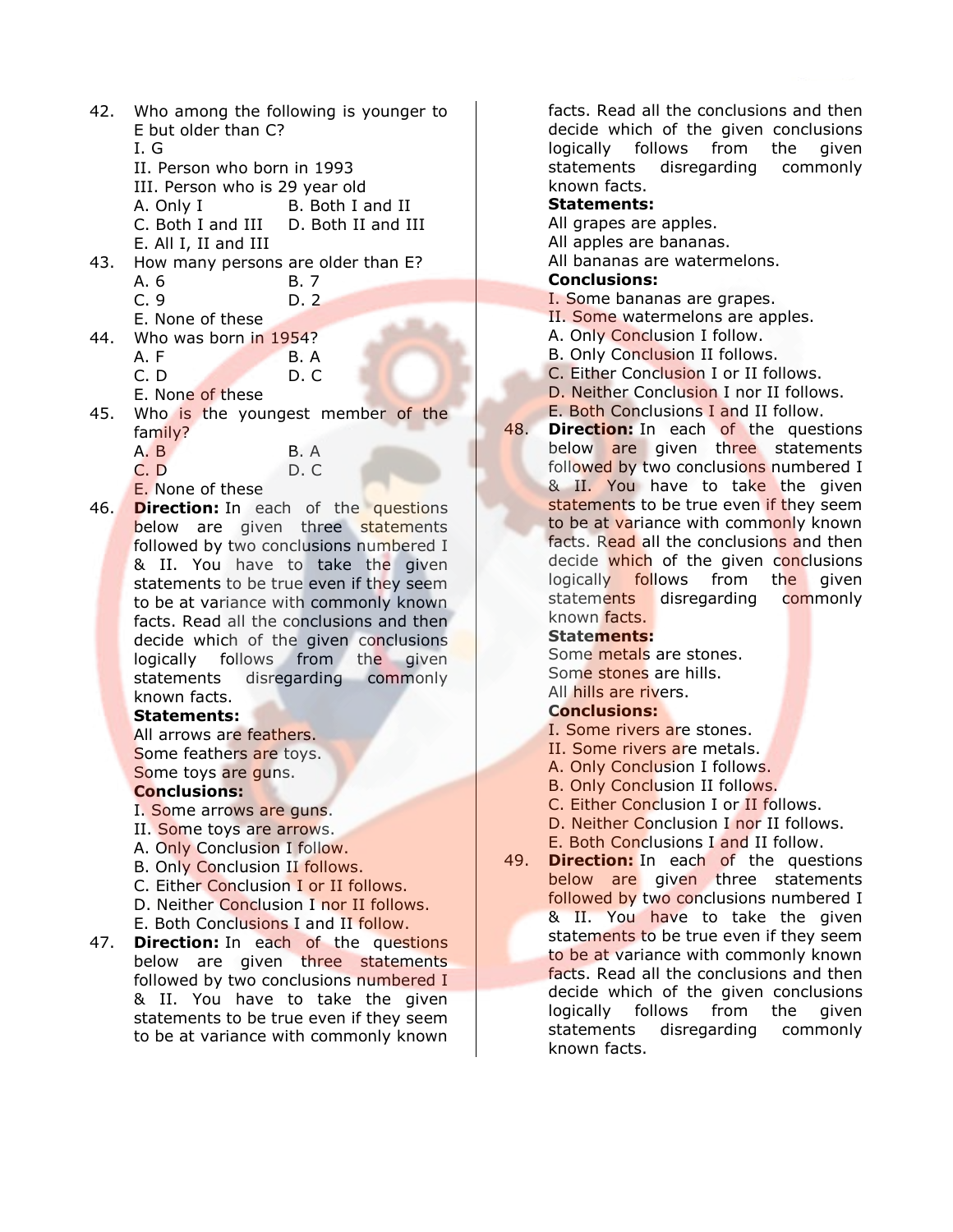42. Who among the following is younger to E but older than C?
    I. G
    II. Person who born in 1993
    III. Person who is 29 year old
    A. Only I
    B. Both I and II
    C. Both I and III
    D. Both II and III
    E. All I, II and III

43. How many persons are older than E?
    A. 6
    B. 7
    C. 9
    D. 2
    E. None of these

44. Who was born in 1954?
    A. F
    B. A
    C. D
    D. C
    E. None of these

45. Who is the youngest member of the family?
    A. B
    B. A
    C. D
    D. C
    E. None of these

46. **Direction:** In each of the questions below are given three statements followed by two conclusions numbered I & II. You have to take the given statements to be true even if they seem to be at variance with commonly known facts. Read all the conclusions and then decide which of the given conclusions logically follows from the given statements disregarding commonly known facts.

    **Statements:**
    All arrows are feathers.
    Some feathers are toys.
    Some toys are guns.

    **Conclusions:**
    I. Some arrows are guns.
    II. Some toys are arrows.

    A. Only Conclusion I follow.
    B. Only Conclusion II follows.
    C. Either Conclusion I or II follows.
    D. Neither Conclusion I nor II follows.
    E. Both Conclusions I and II follow.

47. **Direction:** In each of the questions below are given three statements followed by two conclusions numbered I & II. You have to take the given statements to be true even if they seem to be at variance with commonly known facts. Read all the conclusions and then decide which of the given conclusions logically follows from the given statements disregarding commonly known facts.

    **Statements:**
    All grapes are apples.
    All apples are bananas.
    All bananas are watermelons.

    **Conclusions:**
    I. Some bananas are grapes.
    II. Some watermelons are apples.

    A. Only Conclusion I follow.
    B. Only Conclusion II follows.
    C. Either Conclusion I or II follows.
    D. Neither Conclusion I nor II follows.
    E. Both Conclusions I and II follow.

48. **Direction:** In each of the questions below are given three statements followed by two conclusions numbered I & II. You have to take the given statements to be true even if they seem to be at variance with commonly known facts. Read all the conclusions and then decide which of the given conclusions logically follows from the given statements disregarding commonly known facts.

    **Statements:**
    Some metals are stones.
    Some stones are hills.
    All hills are rivers.

    **Conclusions:**
    I. Some rivers are stones.
    II. Some rivers are metals.

    A. Only Conclusion I follows.
    B. Only Conclusion II follows.
    C. Either Conclusion I or II follows.
    D. Neither Conclusion I nor II follows.
    E. Both Conclusions I and II follow.

49. **Direction:** In each of the questions below are given three statements followed by two conclusions numbered I & II. You have to take the given statements to be true even if they seem to be at variance with commonly known facts. Read all the conclusions and then decide which of the given conclusions logically follows from the given statements disregarding commonly known facts.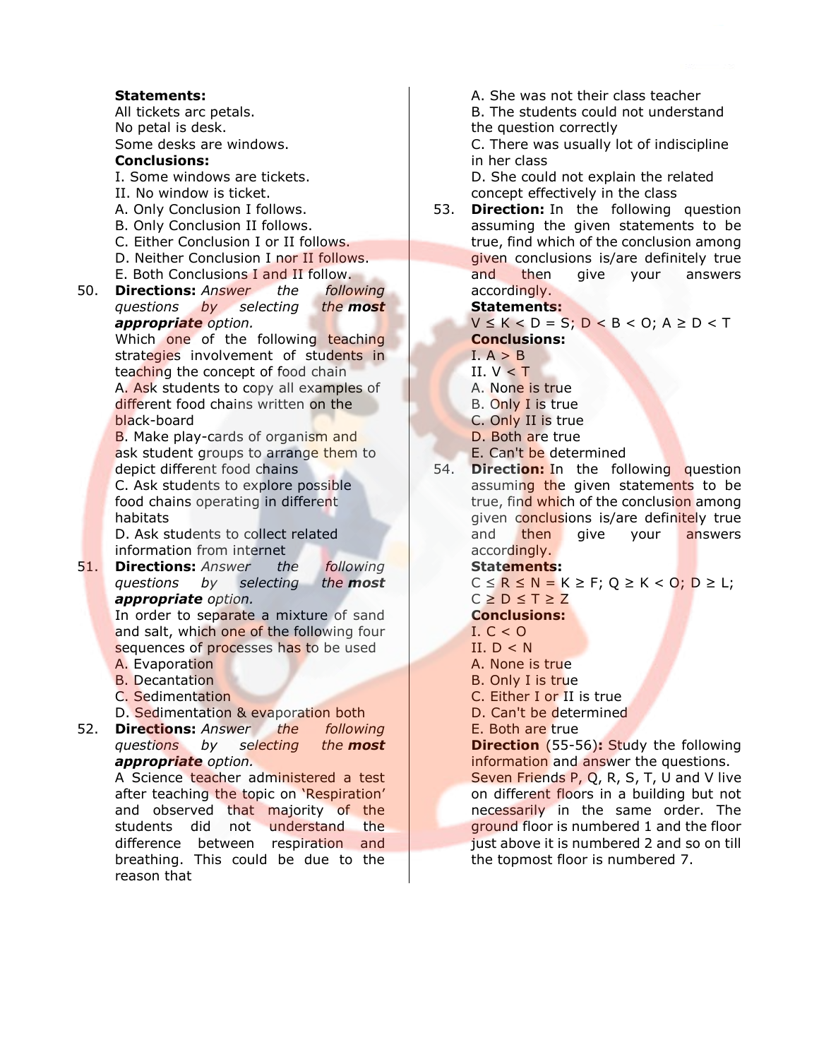**Statements:**

All tickets arc petals.

No petal is desk.

Some desks are windows.

**Conclusions:**

I. Some windows are tickets.

II. No window is ticket.

A. Only Conclusion I follows.

B. Only Conclusion II follows.

C. Either Conclusion I or II follows.

D. Neither Conclusion I nor II follows.

E. Both Conclusions I and II follow.

50. **Directions:** *Answer the following questions by selecting the* ***most appropriate*** *option.*

Which one of the following teaching strategies involvement of students in teaching the concept of food chain

A. Ask students to copy all examples of different food chains written on the black-board

B. Make play-cards of organism and ask student groups to arrange them to depict different food chains

C. Ask students to explore possible food chains operating in different habitats

D. Ask students to collect related information from internet

51. **Directions:** *Answer the following questions by selecting the* ***most appropriate*** *option.*

In order to separate a mixture of sand and salt, which one of the following four sequences of processes has to be used

A. Evaporation

B. Decantation

C. Sedimentation

D. Sedimentation & evaporation both

52. **Directions:** *Answer the following questions by selecting the* ***most appropriate*** *option.*

A Science teacher administered a test after teaching the topic on 'Respiration' and observed that majority of the students did not understand the difference between respiration and breathing. This could be due to the reason that

A. She was not their class teacher

B. The students could not understand the question correctly

C. There was usually lot of indiscipline in her class

D. She could not explain the related concept effectively in the class

53. **Direction:** In the following question assuming the given statements to be true, find which of the conclusion among given conclusions is/are definitely true and then give your answers accordingly.

**Statements:**

$V \leq K < D = S$; $D < B < O$; $A \geq D < T$

**Conclusions:**

I. $A > B$

II. $V < T$

A. None is true

B. Only I is true

C. Only II is true

D. Both are true

E. Can't be determined

54. **Direction:** In the following question assuming the given statements to be true, find which of the conclusion among given conclusions is/are definitely true and then give your answers accordingly.

**Statements:**

$C \leq R \leq N = K \geq F$; $Q \geq K < O$; $D \geq L$; $C \geq D \leq T \geq Z$

**Conclusions:**

I. $C < O$

II. $D < N$

A. None is true

B. Only I is true

C. Either I or II is true

D. Can't be determined

E. Both are true

**Direction** (55-56)**:** Study the following information and answer the questions.

Seven Friends P, Q, R, S, T, U and V live on different floors in a building but not necessarily in the same order. The ground floor is numbered 1 and the floor just above it is numbered 2 and so on till the topmost floor is numbered 7.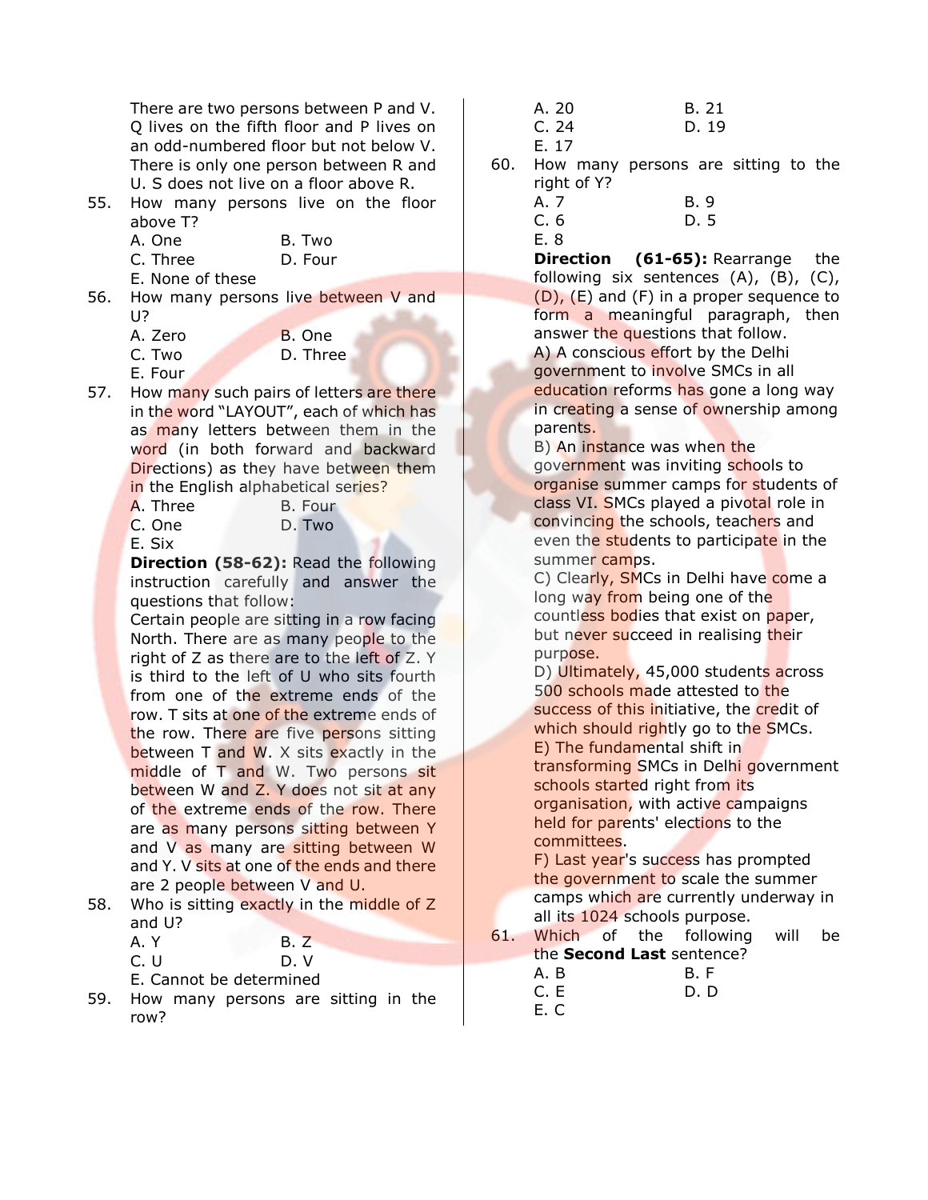There are two persons between P and V. Q lives on the fifth floor and P lives on an odd-numbered floor but not below V. There is only one person between R and U. S does not live on a floor above R.

55. How many persons live on the floor above T?
A. One B. Two
C. Three D. Four
E. None of these

56. How many persons live between V and U?
A. Zero B. One
C. Two D. Three
E. Four

57. How many such pairs of letters are there in the word "LAYOUT", each of which has as many letters between them in the word (in both forward and backward Directions) as they have between them in the English alphabetical series?
A. Three B. Four
C. One D. Two
E. Six

**Direction (58-62):** Read the following instruction carefully and answer the questions that follow:

Certain people are sitting in a row facing North. There are as many people to the right of Z as there are to the left of Z. Y is third to the left of U who sits fourth from one of the extreme ends of the row. T sits at one of the extreme ends of the row. There are five persons sitting between T and W. X sits exactly in the middle of T and W. Two persons sit between W and Z. Y does not sit at any of the extreme ends of the row. There are as many persons sitting between Y and V as many are sitting between W and Y. V sits at one of the ends and there are 2 people between V and U.

58. Who is sitting exactly in the middle of Z and U?
A. Y B. Z
C. U D. V
E. Cannot be determined

59. How many persons are sitting in the row?
A. 20 B. 21
C. 24 D. 19
E. 17

60. How many persons are sitting to the right of Y?
A. 7 B. 9
C. 6 D. 5
E. 8

**Direction (61-65):** Rearrange the following six sentences (A), (B), (C), (D), (E) and (F) in a proper sequence to form a meaningful paragraph, then answer the questions that follow.

A) A conscious effort by the Delhi government to involve SMCs in all education reforms has gone a long way in creating a sense of ownership among parents.

B) An instance was when the government was inviting schools to organise summer camps for students of class VI. SMCs played a pivotal role in convincing the schools, teachers and even the students to participate in the summer camps.

C) Clearly, SMCs in Delhi have come a long way from being one of the countless bodies that exist on paper, but never succeed in realising their purpose.

D) Ultimately, 45,000 students across 500 schools made attested to the success of this initiative, the credit of which should rightly go to the SMCs.

E) The fundamental shift in transforming SMCs in Delhi government schools started right from its organisation, with active campaigns held for parents' elections to the committees.

F) Last year's success has prompted the government to scale the summer camps which are currently underway in all its 1024 schools purpose.

61. Which of the following will be the **Second Last** sentence?
A. B B. F
C. E D. D
E. C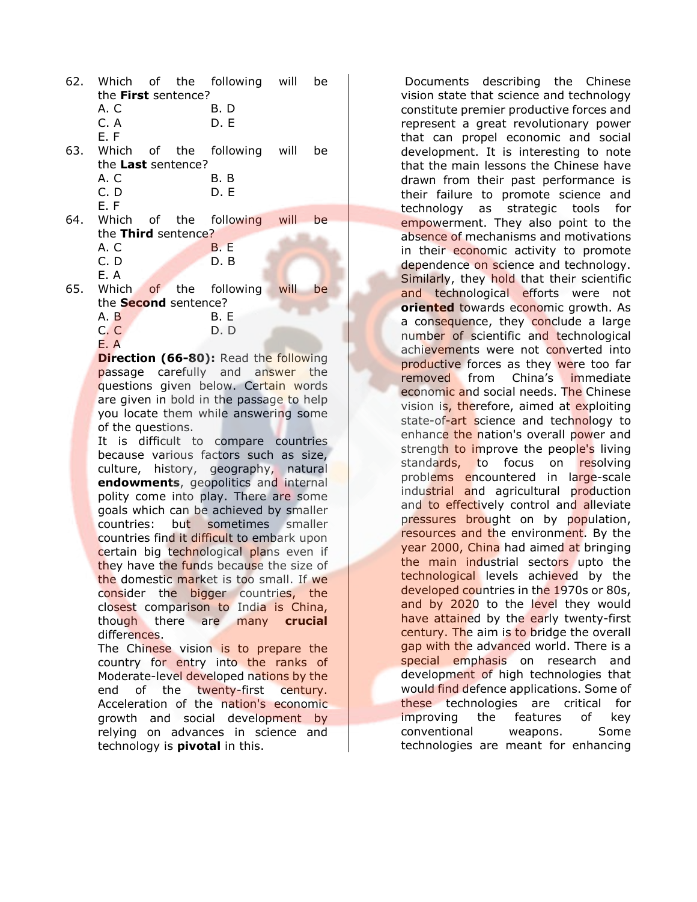62. Which of the following will be the **First** sentence?
    A. C B. D
    C. A D. E
    E. F

63. Which of the following will be the **Last** sentence?
    A. C B. B
    C. D D. E
    E. F

64. Which of the following will be the **Third** sentence?
    A. C B. E
    C. D D. B
    E. A

65. Which of the following will be the **Second** sentence?
    A. B B. E
    C. C D. D
    E. A

**Direction (66-80):** Read the following passage carefully and answer the questions given below. Certain words are given in bold in the passage to help you locate them while answering some of the questions.

It is difficult to compare countries because various factors such as size, culture, history, geography, natural **endowments**, geopolitics and internal polity come into play. There are some goals which can be achieved by smaller countries: but sometimes smaller countries find it difficult to embark upon certain big technological plans even if they have the funds because the size of the domestic market is too small. If we consider the bigger countries, the closest comparison to India is China, though there are many **crucial** differences.

The Chinese vision is to prepare the country for entry into the ranks of Moderate-level developed nations by the end of the twenty-first century. Acceleration of the nation's economic growth and social development by relying on advances in science and technology is **pivotal** in this.

Documents describing the Chinese vision state that science and technology constitute premier productive forces and represent a great revolutionary power that can propel economic and social development. It is interesting to note that the main lessons the Chinese have drawn from their past performance is their failure to promote science and technology as strategic tools for empowerment. They also point to the absence of mechanisms and motivations in their economic activity to promote dependence on science and technology. Similarly, they hold that their scientific and technological efforts were not **oriented** towards economic growth. As a consequence, they conclude a large number of scientific and technological achievements were not converted into productive forces as they were too far removed from China's immediate economic and social needs. The Chinese vision is, therefore, aimed at exploiting state-of-art science and technology to enhance the nation's overall power and strength to improve the people's living standards, to focus on resolving problems encountered in large-scale industrial and agricultural production and to effectively control and alleviate pressures brought on by population, resources and the environment. By the year 2000, China had aimed at bringing the main industrial sectors upto the technological levels achieved by the developed countries in the 1970s or 80s, and by 2020 to the level they would have attained by the early twenty-first century. The aim is to bridge the overall gap with the advanced world. There is a special emphasis on research and development of high technologies that would find defence applications. Some of these technologies are critical for improving the features of key conventional weapons. Some technologies are meant for enhancing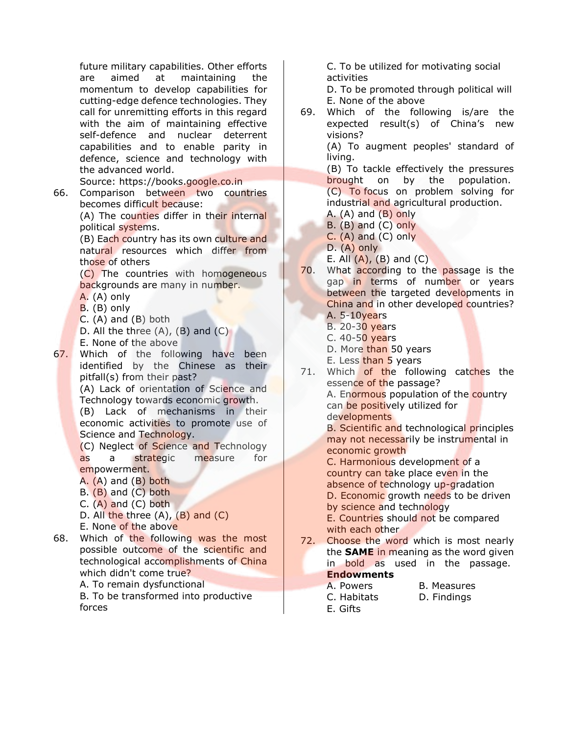future military capabilities. Other efforts are aimed at maintaining the momentum to develop capabilities for cutting-edge defence technologies. They call for unremitting efforts in this regard with the aim of maintaining effective self-defence and nuclear deterrent capabilities and to enable parity in defence, science and technology with the advanced world.

Source: https://books.google.co.in

66. Comparison between two countries becomes difficult because:
    (A) The counties differ in their internal political systems.
    (B) Each country has its own culture and natural resources which differ from those of others
    (C) The countries with homogeneous backgrounds are many in number.
    A. (A) only
    B. (B) only
    C. (A) and (B) both
    D. All the three (A), (B) and (C)
    E. None of the above

67. Which of the following have been identified by the Chinese as their pitfall(s) from their past?
    (A) Lack of orientation of Science and Technology towards economic growth.
    (B) Lack of mechanisms in their economic activities to promote use of Science and Technology.
    (C) Neglect of Science and Technology as a strategic measure for empowerment.
    A. (A) and (B) both
    B. (B) and (C) both
    C. (A) and (C) both
    D. All the three (A), (B) and (C)
    E. None of the above

68. Which of the following was the most possible outcome of the scientific and technological accomplishments of China which didn't come true?
    A. To remain dysfunctional
    B. To be transformed into productive forces
    C. To be utilized for motivating social activities
    D. To be promoted through political will
    E. None of the above

69. Which of the following is/are the expected result(s) of China's new visions?
    (A) To augment peoples' standard of living.
    (B) To tackle effectively the pressures brought on by the population.
    (C) To focus on problem solving for industrial and agricultural production.
    A. (A) and (B) only
    B. (B) and (C) only
    C. (A) and (C) only
    D. (A) only
    E. All (A), (B) and (C)

70. What according to the passage is the gap in terms of number or years between the targeted developments in China and in other developed countries?
    A. 5-10years
    B. 20-30 years
    C. 40-50 years
    D. More than 50 years
    E. Less than 5 years

71. Which of the following catches the essence of the passage?
    A. Enormous population of the country can be positively utilized for developments
    B. Scientific and technological principles may not necessarily be instrumental in economic growth
    C. Harmonious development of a country can take place even in the absence of technology up-gradation
    D. Economic growth needs to be driven by science and technology
    E. Countries should not be compared with each other

72. Choose the word which is most nearly the **SAME** in meaning as the word given in bold as used in the passage.
    **Endowments**
    A. Powers
    B. Measures
    C. Habitats
    D. Findings
    E. Gifts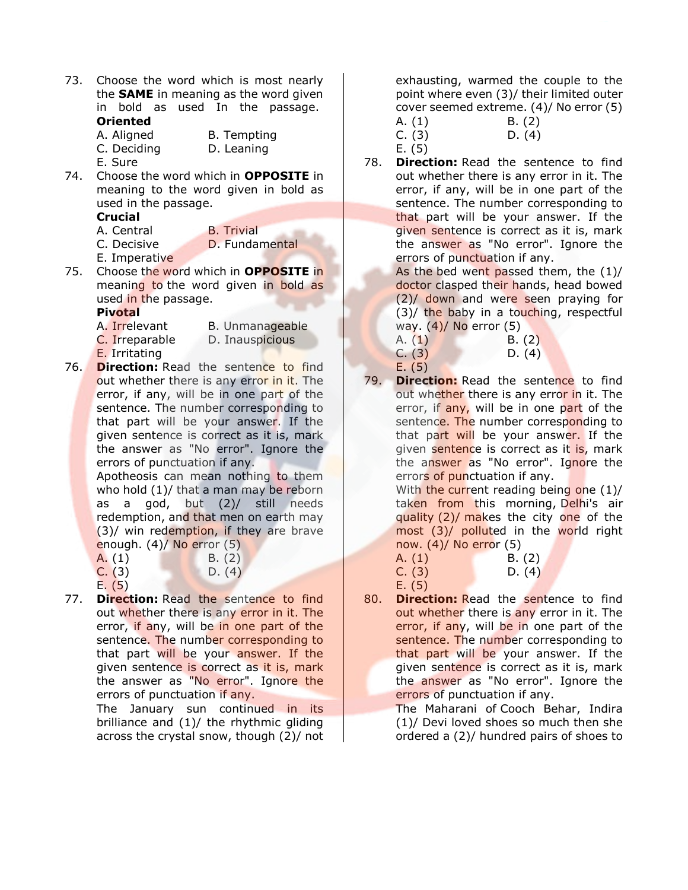73. Choose the word which is most nearly the **SAME** in meaning as the word given in bold as used In the passage.
**Oriented**
A. Aligned
B. Tempting
C. Deciding
D. Leaning
E. Sure

74. Choose the word which in **OPPOSITE** in meaning to the word given in bold as used in the passage.
**Crucial**
A. Central
B. Trivial
C. Decisive
D. Fundamental
E. Imperative

75. Choose the word which in **OPPOSITE** in meaning to the word given in bold as used in the passage.
**Pivotal**
A. Irrelevant
B. Unmanageable
C. Irreparable
D. Inauspicious
E. Irritating

76. **Direction:** Read the sentence to find out whether there is any error in it. The error, if any, will be in one part of the sentence. The number corresponding to that part will be your answer. If the given sentence is correct as it is, mark the answer as "No error". Ignore the errors of punctuation if any.
Apotheosis can mean nothing to them who hold (1)/ that a man may be reborn as a god, but (2)/ still needs redemption, and that men on earth may (3)/ win redemption, if they are brave enough. (4)/ No error (5)
A. (1)
B. (2)
C. (3)
D. (4)
E. (5)

77. **Direction:** Read the sentence to find out whether there is any error in it. The error, if any, will be in one part of the sentence. The number corresponding to that part will be your answer. If the given sentence is correct as it is, mark the answer as "No error". Ignore the errors of punctuation if any.
The January sun continued in its brilliance and (1)/ the rhythmic gliding across the crystal snow, though (2)/ not exhausting, warmed the couple to the point where even (3)/ their limited outer cover seemed extreme. (4)/ No error (5)
A. (1)
B. (2)
C. (3)
D. (4)
E. (5)

78. **Direction:** Read the sentence to find out whether there is any error in it. The error, if any, will be in one part of the sentence. The number corresponding to that part will be your answer. If the given sentence is correct as it is, mark the answer as "No error". Ignore the errors of punctuation if any.
As the bed went passed them, the (1)/ doctor clasped their hands, head bowed (2)/ down and were seen praying for (3)/ the baby in a touching, respectful way. (4)/ No error (5)
A. (1)
B. (2)
C. (3)
D. (4)
E. (5)

79. **Direction:** Read the sentence to find out whether there is any error in it. The error, if any, will be in one part of the sentence. The number corresponding to that part will be your answer. If the given sentence is correct as it is, mark the answer as "No error". Ignore the errors of punctuation if any.
With the current reading being one (1)/ taken from this morning, Delhi's air quality (2)/ makes the city one of the most (3)/ polluted in the world right now. (4)/ No error (5)
A. (1)
B. (2)
C. (3)
D. (4)
E. (5)

80. **Direction:** Read the sentence to find out whether there is any error in it. The error, if any, will be in one part of the sentence. The number corresponding to that part will be your answer. If the given sentence is correct as it is, mark the answer as "No error". Ignore the errors of punctuation if any.
The Maharani of Cooch Behar, Indira (1)/ Devi loved shoes so much then she ordered a (2)/ hundred pairs of shoes to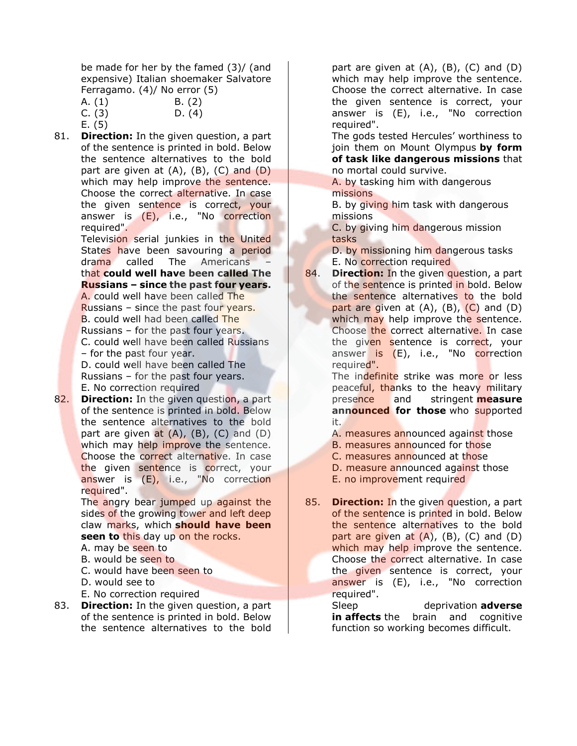be made for her by the famed (3)/ (and expensive) Italian shoemaker Salvatore Ferragamo. (4)/ No error (5)

A. (1)
B. (2)
C. (3)
D. (4)
E. (5)

81. **Direction:** In the given question, a part of the sentence is printed in bold. Below the sentence alternatives to the bold part are given at (A), (B), (C) and (D) which may help improve the sentence. Choose the correct alternative. In case the given sentence is correct, your answer is (E), i.e., "No correction required".

Television serial junkies in the United States have been savouring a period drama called The Americans – that **could well have been called The Russians – since the past four years.**

A. could well have been called The Russians – since the past four years.
B. could well had been called The Russians – for the past four years.
C. could well have been called Russians – for the past four year.
D. could well have been called The Russians – for the past four years.
E. No correction required

82. **Direction:** In the given question, a part of the sentence is printed in bold. Below the sentence alternatives to the bold part are given at (A), (B), (C) and (D) which may help improve the sentence. Choose the correct alternative. In case the given sentence is correct, your answer is (E), i.e., "No correction required".

The angry bear jumped up against the sides of the growing tower and left deep claw marks, which **should have been seen to** this day up on the rocks.

A. may be seen to
B. would be seen to
C. would have been seen to
D. would see to
E. No correction required

83. **Direction:** In the given question, a part of the sentence is printed in bold. Below the sentence alternatives to the bold part are given at (A), (B), (C) and (D) which may help improve the sentence. Choose the correct alternative. In case the given sentence is correct, your answer is (E), i.e., "No correction required".

The gods tested Hercules' worthiness to join them on Mount Olympus **by form of task like dangerous missions** that no mortal could survive.

A. by tasking him with dangerous missions
B. by giving him task with dangerous missions
C. by giving him dangerous mission tasks
D. by missioning him dangerous tasks
E. No correction required

84. **Direction:** In the given question, a part of the sentence is printed in bold. Below the sentence alternatives to the bold part are given at (A), (B), (C) and (D) which may help improve the sentence. Choose the correct alternative. In case the given sentence is correct, your answer is (E), i.e., "No correction required".

The indefinite strike was more or less peaceful, thanks to the heavy military presence and stringent **measure announced for those** who supported it.

A. measures announced against those
B. measures announced for those
C. measures announced at those
D. measure announced against those
E. no improvement required

85. **Direction:** In the given question, a part of the sentence is printed in bold. Below the sentence alternatives to the bold part are given at (A), (B), (C) and (D) which may help improve the sentence. Choose the correct alternative. In case the given sentence is correct, your answer is (E), i.e., "No correction required".

Sleep deprivation **adverse in affects** the brain and cognitive function so working becomes difficult.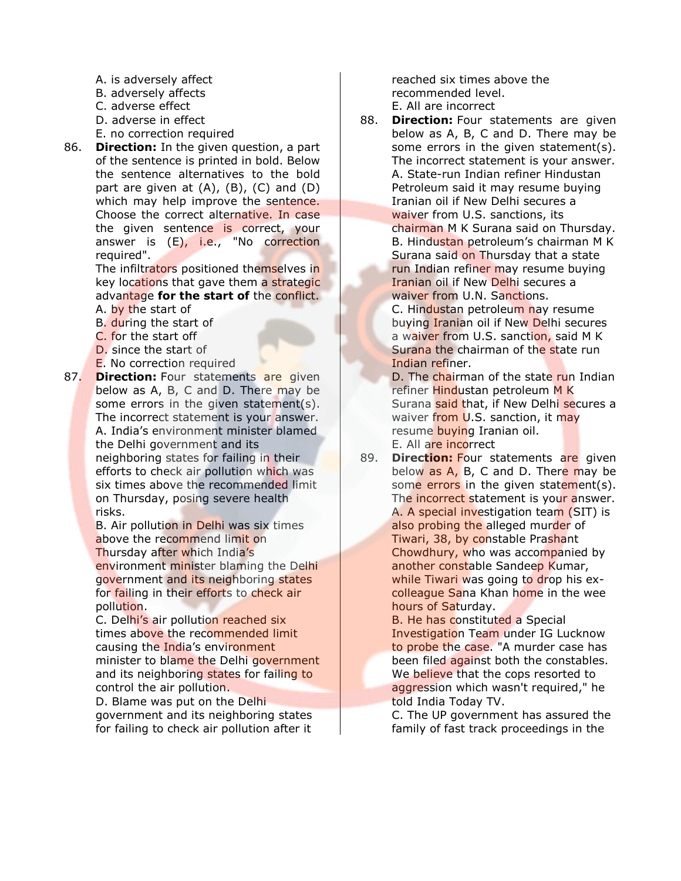A. is adversely affect
B. adversely affects
C. adverse effect
D. adverse in effect
E. no correction required

86. **Direction:** In the given question, a part of the sentence is printed in bold. Below the sentence alternatives to the bold part are given at (A), (B), (C) and (D) which may help improve the sentence. Choose the correct alternative. In case the given sentence is correct, your answer is (E), i.e., "No correction required".
The infiltrators positioned themselves in key locations that gave them a strategic advantage **for the start of** the conflict.
A. by the start of
B. during the start of
C. for the start off
D. since the start of
E. No correction required

87. **Direction:** Four statements are given below as A, B, C and D. There may be some errors in the given statement(s). The incorrect statement is your answer.
A. India's environment minister blamed the Delhi government and its neighboring states for failing in their efforts to check air pollution which was six times above the recommended limit on Thursday, posing severe health risks.
B. Air pollution in Delhi was six times above the recommend limit on Thursday after which India's environment minister blaming the Delhi government and its neighboring states for failing in their efforts to check air pollution.
C. Delhi's air pollution reached six times above the recommended limit causing the India's environment minister to blame the Delhi government and its neighboring states for failing to control the air pollution.
D. Blame was put on the Delhi government and its neighboring states for failing to check air pollution after it reached six times above the recommended level.
E. All are incorrect

88. **Direction:** Four statements are given below as A, B, C and D. There may be some errors in the given statement(s). The incorrect statement is your answer.
A. State-run Indian refiner Hindustan Petroleum said it may resume buying Iranian oil if New Delhi secures a waiver from U.S. sanctions, its chairman M K Surana said on Thursday.
B. Hindustan petroleum's chairman M K Surana said on Thursday that a state run Indian refiner may resume buying Iranian oil if New Delhi secures a waiver from U.N. Sanctions.
C. Hindustan petroleum nay resume buying Iranian oil if New Delhi secures a waiver from U.S. sanction, said M K Surana the chairman of the state run Indian refiner.
D. The chairman of the state run Indian refiner Hindustan petroleum M K Surana said that, if New Delhi secures a waiver from U.S. sanction, it may resume buying Iranian oil.
E. All are incorrect

89. **Direction:** Four statements are given below as A, B, C and D. There may be some errors in the given statement(s). The incorrect statement is your answer.
A. A special investigation team (SIT) is also probing the alleged murder of Tiwari, 38, by constable Prashant Chowdhury, who was accompanied by another constable Sandeep Kumar, while Tiwari was going to drop his ex-colleague Sana Khan home in the wee hours of Saturday.
B. He has constituted a Special Investigation Team under IG Lucknow to probe the case. "A murder case has been filed against both the constables. We believe that the cops resorted to aggression which wasn't required," he told India Today TV.
C. The UP government has assured the family of fast track proceedings in the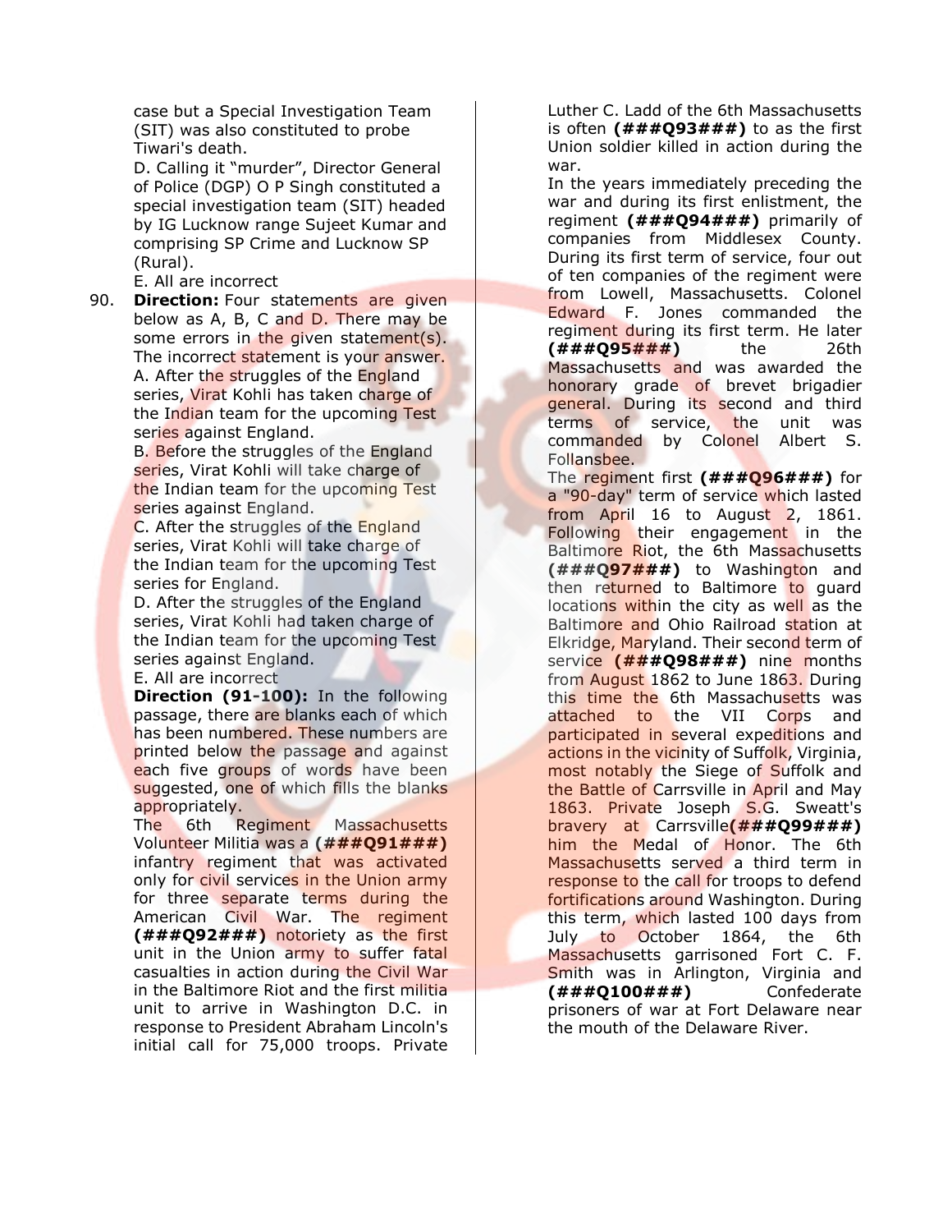case but a Special Investigation Team (SIT) was also constituted to probe Tiwari's death.

D. Calling it "murder", Director General of Police (DGP) O P Singh constituted a special investigation team (SIT) headed by IG Lucknow range Sujeet Kumar and comprising SP Crime and Lucknow SP (Rural).

E. All are incorrect

90. **Direction:** Four statements are given below as A, B, C and D. There may be some errors in the given statement(s). The incorrect statement is your answer.

A. After the struggles of the England series, Virat Kohli has taken charge of the Indian team for the upcoming Test series against England.

B. Before the struggles of the England series, Virat Kohli will take charge of the Indian team for the upcoming Test series against England.

C. After the struggles of the England series, Virat Kohli will take charge of the Indian team for the upcoming Test series for England.

D. After the struggles of the England series, Virat Kohli had taken charge of the Indian team for the upcoming Test series against England.

E. All are incorrect

**Direction (91-100):** In the following passage, there are blanks each of which has been numbered. These numbers are printed below the passage and against each five groups of words have been suggested, one of which fills the blanks appropriately.

The 6th Regiment Massachusetts Volunteer Militia was a **(###Q91###)** infantry regiment that was activated only for civil services in the Union army for three separate terms during the American Civil War. The regiment **(###Q92###)** notoriety as the first unit in the Union army to suffer fatal casualties in action during the Civil War in the Baltimore Riot and the first militia unit to arrive in Washington D.C. in response to President Abraham Lincoln's initial call for 75,000 troops. Private Luther C. Ladd of the 6th Massachusetts is often **(###Q93###)** to as the first Union soldier killed in action during the war.

In the years immediately preceding the war and during its first enlistment, the regiment **(###Q94###)** primarily of companies from Middlesex County. During its first term of service, four out of ten companies of the regiment were from Lowell, Massachusetts. Colonel Edward F. Jones commanded the regiment during its first term. He later **(###Q95###)** the 26th Massachusetts and was awarded the honorary grade of brevet brigadier general. During its second and third terms of service, the unit was commanded by Colonel Albert S. Follansbee.

The regiment first **(###Q96###)** for a "90-day" term of service which lasted from April 16 to August 2, 1861. Following their engagement in the Baltimore Riot, the 6th Massachusetts **(###Q97###)** to Washington and then returned to Baltimore to guard locations within the city as well as the Baltimore and Ohio Railroad station at Elkridge, Maryland. Their second term of service **(###Q98###)** nine months from August 1862 to June 1863. During this time the 6th Massachusetts was attached to the VII Corps and participated in several expeditions and actions in the vicinity of Suffolk, Virginia, most notably the Siege of Suffolk and the Battle of Carrsville in April and May 1863. Private Joseph S.G. Sweatt's bravery at Carrsville**(###Q99###)** him the Medal of Honor. The 6th Massachusetts served a third term in response to the call for troops to defend fortifications around Washington. During this term, which lasted 100 days from July to October 1864, the 6th Massachusetts garrisoned Fort C. F. Smith was in Arlington, Virginia and **(###Q100###)** Confederate prisoners of war at Fort Delaware near the mouth of the Delaware River.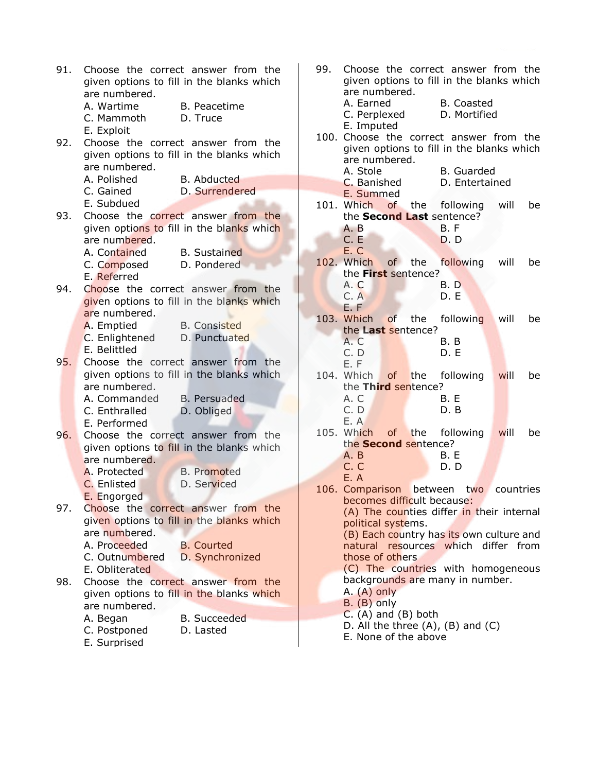91. Choose the correct answer from the given options to fill in the blanks which are numbered.
    A. Wartime  B. Peacetime
    C. Mammoth  D. Truce
    E. Exploit

92. Choose the correct answer from the given options to fill in the blanks which are numbered.
    A. Polished  B. Abducted
    C. Gained  D. Surrendered
    E. Subdued

93. Choose the correct answer from the given options to fill in the blanks which are numbered.
    A. Contained  B. Sustained
    C. Composed  D. Pondered
    E. Referred

94. Choose the correct answer from the given options to fill in the blanks which are numbered.
    A. Emptied  B. Consisted
    C. Enlightened  D. Punctuated
    E. Belittled

95. Choose the correct answer from the given options to fill in the blanks which are numbered.
    A. Commanded  B. Persuaded
    C. Enthralled  D. Obliged
    E. Performed

96. Choose the correct answer from the given options to fill in the blanks which are numbered.
    A. Protected  B. Promoted
    C. Enlisted  D. Serviced
    E. Engorged

97. Choose the correct answer from the given options to fill in the blanks which are numbered.
    A. Proceeded  B. Courted
    C. Outnumbered  D. Synchronized
    E. Obliterated

98. Choose the correct answer from the given options to fill in the blanks which are numbered.
    A. Began  B. Succeeded
    C. Postponed  D. Lasted
    E. Surprised

99. Choose the correct answer from the given options to fill in the blanks which are numbered.
    A. Earned  B. Coasted
    C. Perplexed  D. Mortified
    E. Imputed

100. Choose the correct answer from the given options to fill in the blanks which are numbered.
    A. Stole  B. Guarded
    C. Banished  D. Entertained
    E. Summed

101. Which of the following will be the **Second Last** sentence?
    A. B  B. F
    C. E  D. D
    E. C

102. Which of the following will be the **First** sentence?
    A. C  B. D
    C. A  D. E
    E. F

103. Which of the following will be the **Last** sentence?
    A. C  B. B
    C. D  D. E
    E. F

104. Which of the following will be the **Third** sentence?
    A. C  B. E
    C. D  D. B
    E. A

105. Which of the following will be the **Second** sentence?
    A. B  B. E
    C. C  D. D
    E. A

106. Comparison between two countries becomes difficult because:
    (A) The counties differ in their internal political systems.
    (B) Each country has its own culture and natural resources which differ from those of others
    (C) The countries with homogeneous backgrounds are many in number.
    A. (A) only
    B. (B) only
    C. (A) and (B) both
    D. All the three (A), (B) and (C)
    E. None of the above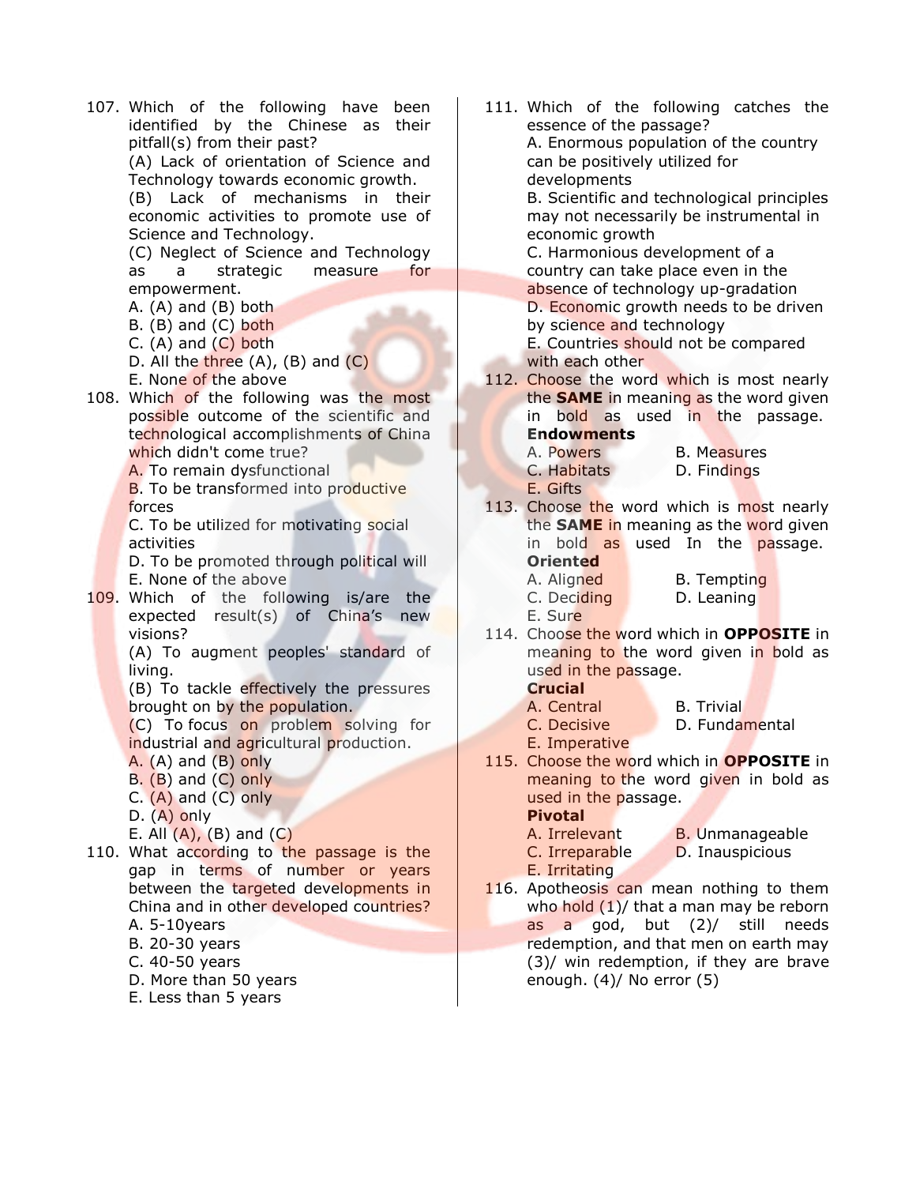107. Which of the following have been identified by the Chinese as their pitfall(s) from their past?

(A) Lack of orientation of Science and Technology towards economic growth.

(B) Lack of mechanisms in their economic activities to promote use of Science and Technology.

(C) Neglect of Science and Technology as a strategic measure for empowerment.

A. (A) and (B) both
B. (B) and (C) both
C. (A) and (C) both
D. All the three (A), (B) and (C)
E. None of the above

108. Which of the following was the most possible outcome of the scientific and technological accomplishments of China which didn't come true?

A. To remain dysfunctional
B. To be transformed into productive forces
C. To be utilized for motivating social activities
D. To be promoted through political will
E. None of the above

109. Which of the following is/are the expected result(s) of China's new visions?

(A) To augment peoples' standard of living.

(B) To tackle effectively the pressures brought on by the population.

(C) To focus on problem solving for industrial and agricultural production.

A. (A) and (B) only
B. (B) and (C) only
C. (A) and (C) only
D. (A) only
E. All (A), (B) and (C)

110. What according to the passage is the gap in terms of number or years between the targeted developments in China and in other developed countries?

A. 5-10years
B. 20-30 years
C. 40-50 years
D. More than 50 years
E. Less than 5 years

111. Which of the following catches the essence of the passage?

A. Enormous population of the country can be positively utilized for developments
B. Scientific and technological principles may not necessarily be instrumental in economic growth
C. Harmonious development of a country can take place even in the absence of technology up-gradation
D. Economic growth needs to be driven by science and technology
E. Countries should not be compared with each other

112. Choose the word which is most nearly the **SAME** in meaning as the word given in bold as used in the passage.

**Endowments**

A. Powers
B. Measures
C. Habitats
D. Findings
E. Gifts

113. Choose the word which is most nearly the **SAME** in meaning as the word given in bold as used In the passage.

**Oriented**

A. Aligned
B. Tempting
C. Deciding
D. Leaning
E. Sure

114. Choose the word which in **OPPOSITE** in meaning to the word given in bold as used in the passage.

**Crucial**

A. Central
B. Trivial
C. Decisive
D. Fundamental
E. Imperative

115. Choose the word which in **OPPOSITE** in meaning to the word given in bold as used in the passage.

**Pivotal**

A. Irrelevant
B. Unmanageable
C. Irreparable
D. Inauspicious
E. Irritating

116. Apotheosis can mean nothing to them who hold (1)/ that a man may be reborn as a god, but (2)/ still needs redemption, and that men on earth may (3)/ win redemption, if they are brave enough. (4)/ No error (5)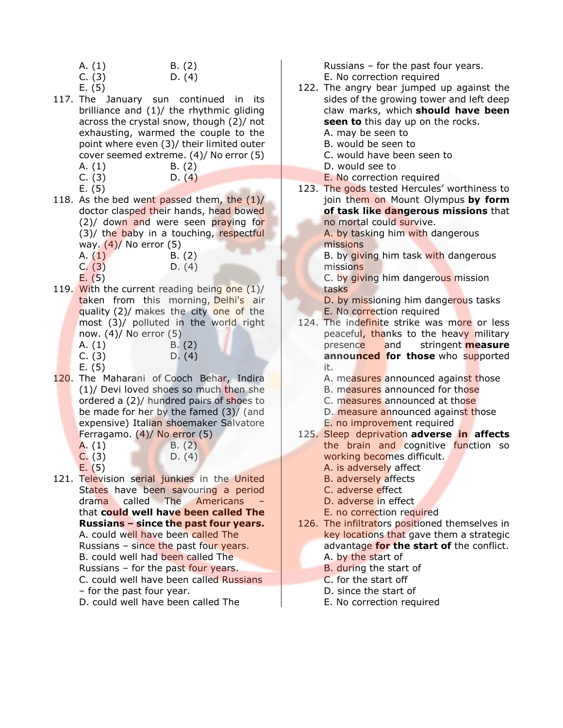A. (1) B. (2)
C. (3) D. (4)
E. (5)

117. The January sun continued in its brilliance and (1)/ the rhythmic gliding across the crystal snow, though (2)/ not exhausting, warmed the couple to the point where even (3)/ their limited outer cover seemed extreme. (4)/ No error (5)
A. (1) B. (2)
C. (3) D. (4)
E. (5)

118. As the bed went passed them, the (1)/ doctor clasped their hands, head bowed (2)/ down and were seen praying for (3)/ the baby in a touching, respectful way. (4)/ No error (5)
A. (1) B. (2)
C. (3) D. (4)
E. (5)

119. With the current reading being one (1)/ taken from this morning, Delhi's air quality (2)/ makes the city one of the most (3)/ polluted in the world right now. (4)/ No error (5)
A. (1) B. (2)
C. (3) D. (4)
E. (5)

120. The Maharani of Cooch Behar, Indira (1)/ Devi loved shoes so much then she ordered a (2)/ hundred pairs of shoes to be made for her by the famed (3)/ (and expensive) Italian shoemaker Salvatore Ferragamo. (4)/ No error (5)
A. (1) B. (2)
C. (3) D. (4)
E. (5)

121. Television serial junkies in the United States have been savouring a period drama called The Americans – that **could well have been called The Russians – since the past four years.**
A. could well have been called The Russians – since the past four years.
B. could well had been called The Russians – for the past four years.
C. could well have been called Russians – for the past four year.
D. could well have been called The Russians – for the past four years.
E. No correction required

122. The angry bear jumped up against the sides of the growing tower and left deep claw marks, which **should have been seen to** this day up on the rocks.
A. may be seen to
B. would be seen to
C. would have been seen to
D. would see to
E. No correction required

123. The gods tested Hercules' worthiness to join them on Mount Olympus **by form of task like dangerous missions** that no mortal could survive.
A. by tasking him with dangerous missions
B. by giving him task with dangerous missions
C. by giving him dangerous mission tasks
D. by missioning him dangerous tasks
E. No correction required

124. The indefinite strike was more or less peaceful, thanks to the heavy military presence and stringent **measure announced for those** who supported it.
A. measures announced against those
B. measures announced for those
C. measures announced at those
D. measure announced against those
E. no improvement required

125. Sleep deprivation **adverse in affects** the brain and cognitive function so working becomes difficult.
A. is adversely affect
B. adversely affects
C. adverse effect
D. adverse in effect
E. no correction required

126. The infiltrators positioned themselves in key locations that gave them a strategic advantage **for the start of** the conflict.
A. by the start of
B. during the start of
C. for the start off
D. since the start of
E. No correction required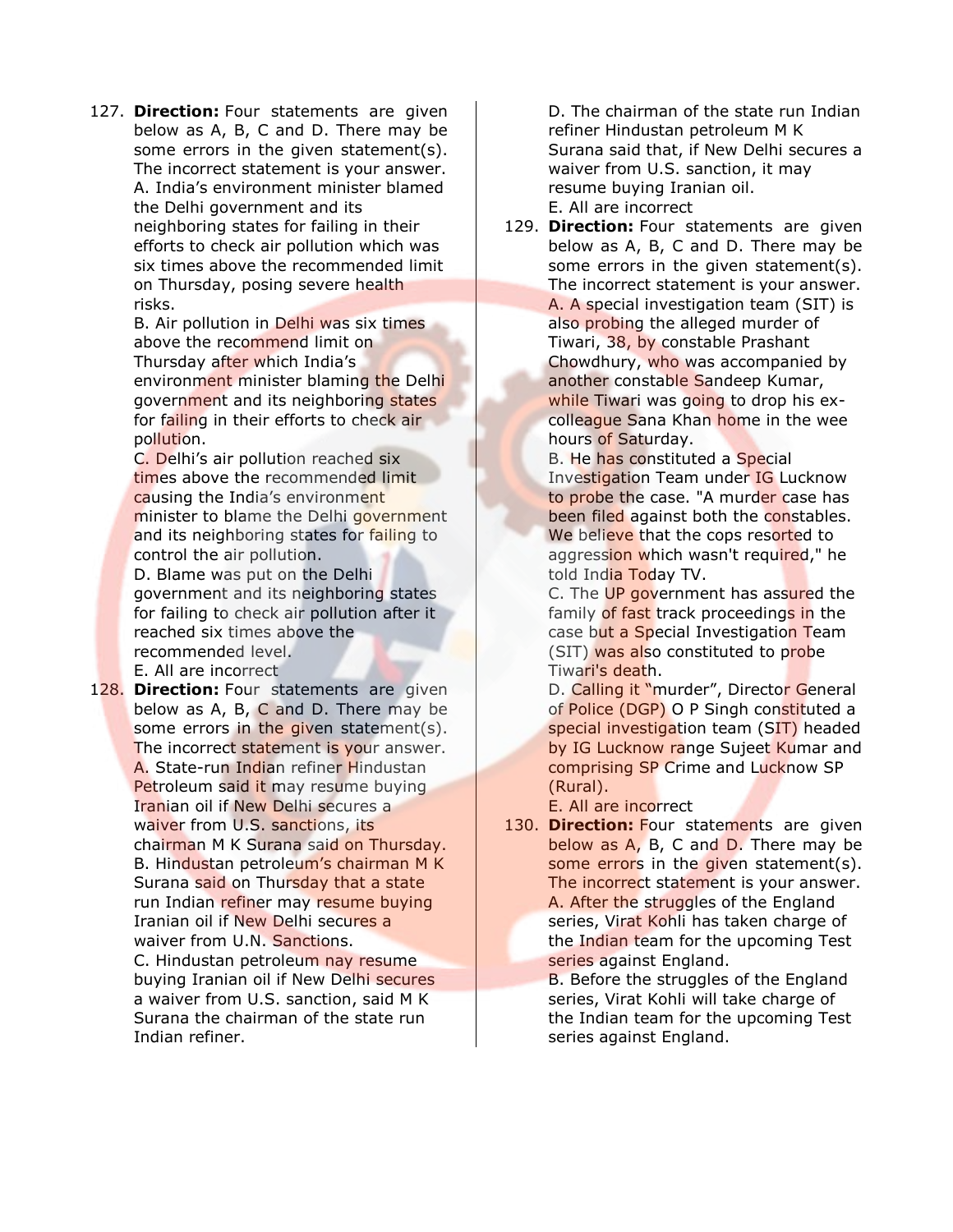127. **Direction:** Four statements are given below as A, B, C and D. There may be some errors in the given statement(s). The incorrect statement is your answer.
A. India's environment minister blamed the Delhi government and its neighboring states for failing in their efforts to check air pollution which was six times above the recommended limit on Thursday, posing severe health risks.
B. Air pollution in Delhi was six times above the recommend limit on Thursday after which India's environment minister blaming the Delhi government and its neighboring states for failing in their efforts to check air pollution.
C. Delhi's air pollution reached six times above the recommended limit causing the India's environment minister to blame the Delhi government and its neighboring states for failing to control the air pollution.
D. Blame was put on the Delhi government and its neighboring states for failing to check air pollution after it reached six times above the recommended level.
E. All are incorrect

128. **Direction:** Four statements are given below as A, B, C and D. There may be some errors in the given statement(s). The incorrect statement is your answer.
A. State-run Indian refiner Hindustan Petroleum said it may resume buying Iranian oil if New Delhi secures a waiver from U.S. sanctions, its chairman M K Surana said on Thursday.
B. Hindustan petroleum's chairman M K Surana said on Thursday that a state run Indian refiner may resume buying Iranian oil if New Delhi secures a waiver from U.N. Sanctions.
C. Hindustan petroleum nay resume buying Iranian oil if New Delhi secures a waiver from U.S. sanction, said M K Surana the chairman of the state run Indian refiner.
D. The chairman of the state run Indian refiner Hindustan petroleum M K Surana said that, if New Delhi secures a waiver from U.S. sanction, it may resume buying Iranian oil.
E. All are incorrect

129. **Direction:** Four statements are given below as A, B, C and D. There may be some errors in the given statement(s). The incorrect statement is your answer.
A. A special investigation team (SIT) is also probing the alleged murder of Tiwari, 38, by constable Prashant Chowdhury, who was accompanied by another constable Sandeep Kumar, while Tiwari was going to drop his ex-colleague Sana Khan home in the wee hours of Saturday.
B. He has constituted a Special Investigation Team under IG Lucknow to probe the case. "A murder case has been filed against both the constables. We believe that the cops resorted to aggression which wasn't required," he told India Today TV.
C. The UP government has assured the family of fast track proceedings in the case but a Special Investigation Team (SIT) was also constituted to probe Tiwari's death.
D. Calling it "murder", Director General of Police (DGP) O P Singh constituted a special investigation team (SIT) headed by IG Lucknow range Sujeet Kumar and comprising SP Crime and Lucknow SP (Rural).
E. All are incorrect

130. **Direction:** Four statements are given below as A, B, C and D. There may be some errors in the given statement(s). The incorrect statement is your answer.
A. After the struggles of the England series, Virat Kohli has taken charge of the Indian team for the upcoming Test series against England.
B. Before the struggles of the England series, Virat Kohli will take charge of the Indian team for the upcoming Test series against England.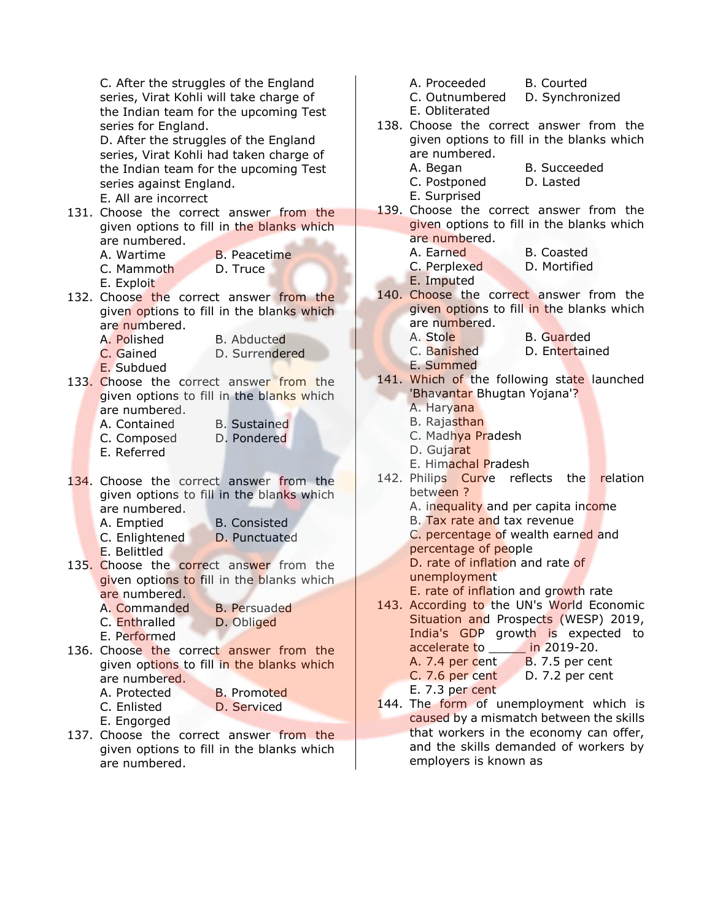C. After the struggles of the England series, Virat Kohli will take charge of the Indian team for the upcoming Test series for England.

D. After the struggles of the England series, Virat Kohli had taken charge of the Indian team for the upcoming Test series against England.

E. All are incorrect

131. Choose the correct answer from the given options to fill in the blanks which are numbered.
A. Wartime
B. Peacetime
C. Mammoth
D. Truce
E. Exploit

132. Choose the correct answer from the given options to fill in the blanks which are numbered.
A. Polished
B. Abducted
C. Gained
D. Surrendered
E. Subdued

133. Choose the correct answer from the given options to fill in the blanks which are numbered.
A. Contained
B. Sustained
C. Composed
D. Pondered
E. Referred

134. Choose the correct answer from the given options to fill in the blanks which are numbered.
A. Emptied
B. Consisted
C. Enlightened
D. Punctuated
E. Belittled

135. Choose the correct answer from the given options to fill in the blanks which are numbered.
A. Commanded
B. Persuaded
C. Enthralled
D. Obliged
E. Performed

136. Choose the correct answer from the given options to fill in the blanks which are numbered.
A. Protected
B. Promoted
C. Enlisted
D. Serviced
E. Engorged

137. Choose the correct answer from the given options to fill in the blanks which are numbered.
A. Proceeded
B. Courted
C. Outnumbered
D. Synchronized
E. Obliterated

138. Choose the correct answer from the given options to fill in the blanks which are numbered.
A. Began
B. Succeeded
C. Postponed
D. Lasted
E. Surprised

139. Choose the correct answer from the given options to fill in the blanks which are numbered.
A. Earned
B. Coasted
C. Perplexed
D. Mortified
E. Imputed

140. Choose the correct answer from the given options to fill in the blanks which are numbered.
A. Stole
B. Guarded
C. Banished
D. Entertained
E. Summed

141. Which of the following state launched 'Bhavantar Bhugtan Yojana'?
A. Haryana
B. Rajasthan
C. Madhya Pradesh
D. Gujarat
E. Himachal Pradesh

142. Philips Curve reflects the relation between ?
A. inequality and per capita income
B. Tax rate and tax revenue
C. percentage of wealth earned and percentage of people
D. rate of inflation and rate of unemployment
E. rate of inflation and growth rate

143. According to the UN's World Economic Situation and Prospects (WESP) 2019, India's GDP growth is expected to accelerate to _____ in 2019-20.
A. 7.4 per cent
B. 7.5 per cent
C. 7.6 per cent
D. 7.2 per cent
E. 7.3 per cent

144. The form of unemployment which is caused by a mismatch between the skills that workers in the economy can offer, and the skills demanded of workers by employers is known as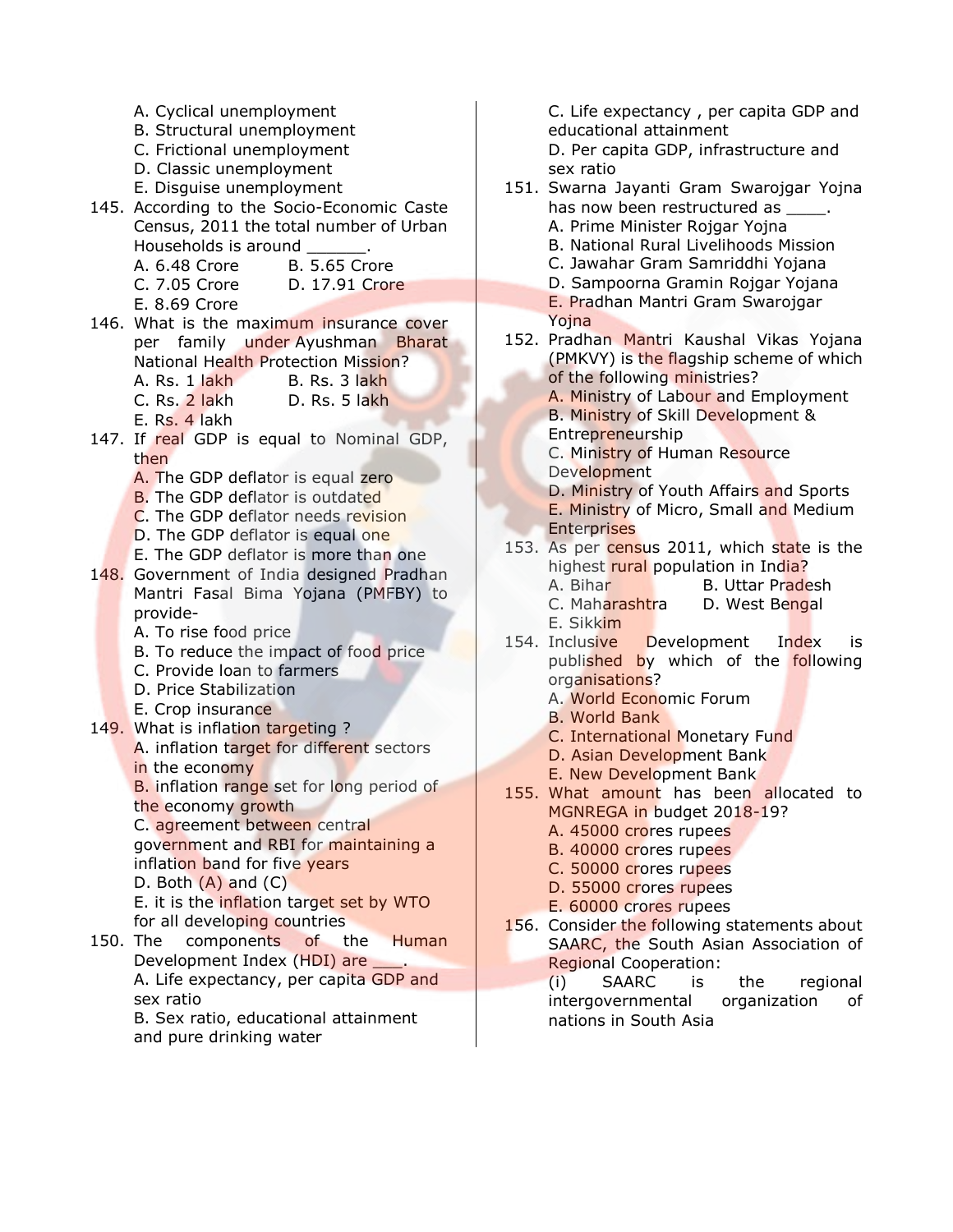A. Cyclical unemployment
B. Structural unemployment
C. Frictional unemployment
D. Classic unemployment
E. Disguise unemployment

145. According to the Socio-Economic Caste Census, 2011 the total number of Urban Households is around ______.
A. 6.48 Crore
B. 5.65 Crore
C. 7.05 Crore
D. 17.91 Crore
E. 8.69 Crore

146. What is the maximum insurance cover per family under Ayushman Bharat National Health Protection Mission?
A. Rs. 1 lakh
B. Rs. 3 lakh
C. Rs. 2 lakh
D. Rs. 5 lakh
E. Rs. 4 lakh

147. If real GDP is equal to Nominal GDP, then
A. The GDP deflator is equal zero
B. The GDP deflator is outdated
C. The GDP deflator needs revision
D. The GDP deflator is equal one
E. The GDP deflator is more than one

148. Government of India designed Pradhan Mantri Fasal Bima Yojana (PMFBY) to provide-
A. To rise food price
B. To reduce the impact of food price
C. Provide loan to farmers
D. Price Stabilization
E. Crop insurance

149. What is inflation targeting ?
A. inflation target for different sectors in the economy
B. inflation range set for long period of the economy growth
C. agreement between central government and RBI for maintaining a inflation band for five years
D. Both (A) and (C)
E. it is the inflation target set by WTO for all developing countries

150. The components of the Human Development Index (HDI) are ___.
A. Life expectancy, per capita GDP and sex ratio
B. Sex ratio, educational attainment and pure drinking water
C. Life expectancy , per capita GDP and educational attainment
D. Per capita GDP, infrastructure and sex ratio

151. Swarna Jayanti Gram Swarojgar Yojna has now been restructured as ____.
A. Prime Minister Rojgar Yojna
B. National Rural Livelihoods Mission
C. Jawahar Gram Samriddhi Yojana
D. Sampoorna Gramin Rojgar Yojana
E. Pradhan Mantri Gram Swarojgar Yojna

152. Pradhan Mantri Kaushal Vikas Yojana (PMKVY) is the flagship scheme of which of the following ministries?
A. Ministry of Labour and Employment
B. Ministry of Skill Development & Entrepreneurship
C. Ministry of Human Resource Development
D. Ministry of Youth Affairs and Sports
E. Ministry of Micro, Small and Medium Enterprises

153. As per census 2011, which state is the highest rural population in India?
A. Bihar
B. Uttar Pradesh
C. Maharashtra
D. West Bengal
E. Sikkim

154. Inclusive Development Index is published by which of the following organisations?
A. World Economic Forum
B. World Bank
C. International Monetary Fund
D. Asian Development Bank
E. New Development Bank

155. What amount has been allocated to MGNREGA in budget 2018-19?
A. 45000 crores rupees
B. 40000 crores rupees
C. 50000 crores rupees
D. 55000 crores rupees
E. 60000 crores rupees

156. Consider the following statements about SAARC, the South Asian Association of Regional Cooperation:
(i) SAARC is the regional intergovernmental organization of nations in South Asia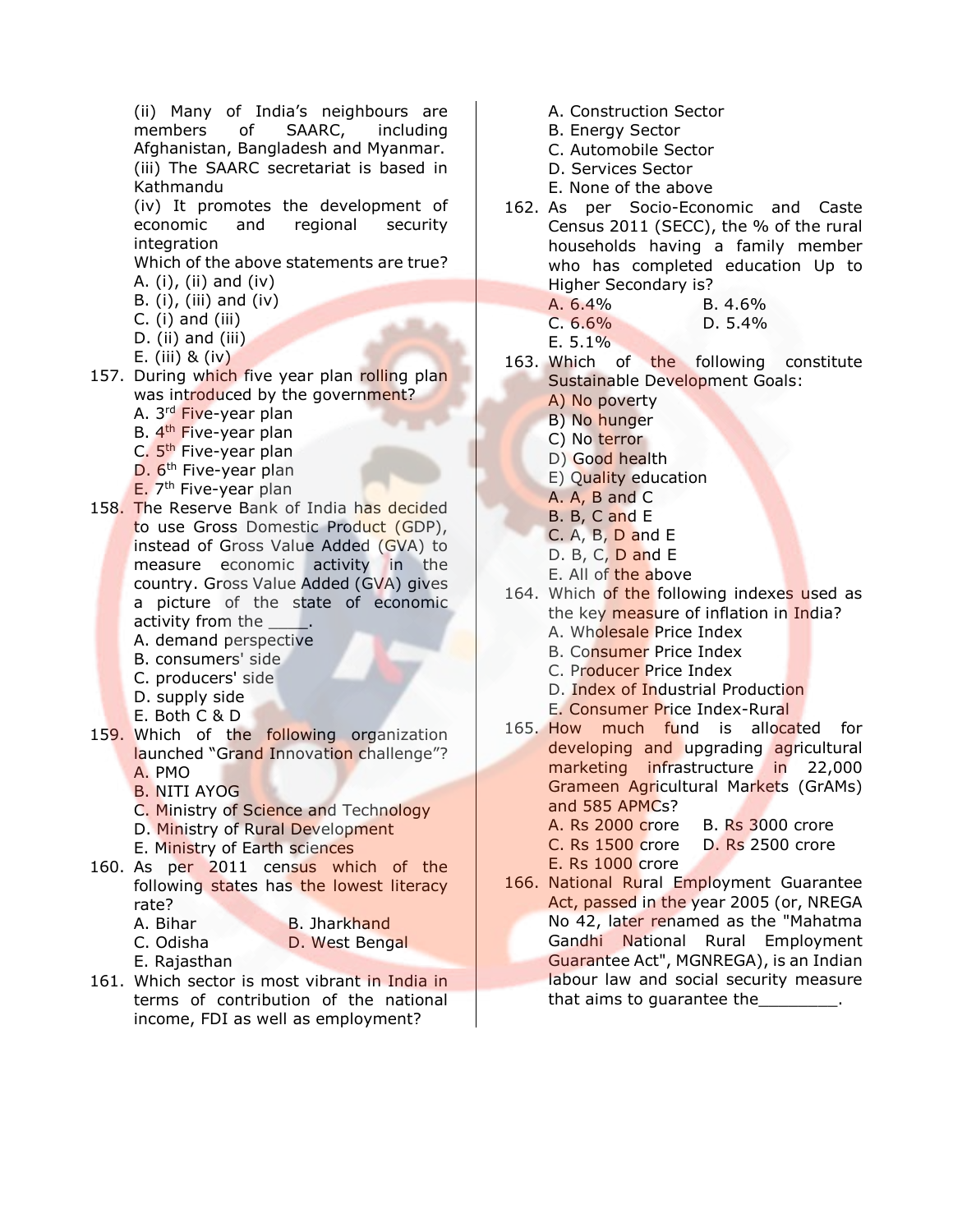(ii) Many of India's neighbours are members of SAARC, including Afghanistan, Bangladesh and Myanmar.
(iii) The SAARC secretariat is based in Kathmandu
(iv) It promotes the development of economic and regional security integration
Which of the above statements are true?
A. (i), (ii) and (iv)
B. (i), (iii) and (iv)
C. (i) and (iii)
D. (ii) and (iii)
E. (iii) & (iv)

157. During which five year plan rolling plan was introduced by the government?
A. 3rd Five-year plan
B. 4th Five-year plan
C. 5th Five-year plan
D. 6th Five-year plan
E. 7th Five-year plan

158. The Reserve Bank of India has decided to use Gross Domestic Product (GDP), instead of Gross Value Added (GVA) to measure economic activity in the country. Gross Value Added (GVA) gives a picture of the state of economic activity from the ____.
A. demand perspective
B. consumers' side
C. producers' side
D. supply side
E. Both C & D

159. Which of the following organization launched "Grand Innovation challenge"?
A. PMO
B. NITI AYOG
C. Ministry of Science and Technology
D. Ministry of Rural Development
E. Ministry of Earth sciences

160. As per 2011 census which of the following states has the lowest literacy rate?
A. Bihar
B. Jharkhand
C. Odisha
D. West Bengal
E. Rajasthan

161. Which sector is most vibrant in India in terms of contribution of the national income, FDI as well as employment?
A. Construction Sector
B. Energy Sector
C. Automobile Sector
D. Services Sector
E. None of the above

162. As per Socio-Economic and Caste Census 2011 (SECC), the % of the rural households having a family member who has completed education Up to Higher Secondary is?
A. 6.4%
B. 4.6%
C. 6.6%
D. 5.4%
E. 5.1%

163. Which of the following constitute Sustainable Development Goals:
A) No poverty
B) No hunger
C) No terror
D) Good health
E) Quality education
A. A, B and C
B. B, C and E
C. A, B, D and E
D. B, C, D and E
E. All of the above

164. Which of the following indexes used as the key measure of inflation in India?
A. Wholesale Price Index
B. Consumer Price Index
C. Producer Price Index
D. Index of Industrial Production
E. Consumer Price Index-Rural

165. How much fund is allocated for developing and upgrading agricultural marketing infrastructure in 22,000 Grameen Agricultural Markets (GrAMs) and 585 APMCs?
A. Rs 2000 crore
B. Rs 3000 crore
C. Rs 1500 crore
D. Rs 2500 crore
E. Rs 1000 crore

166. National Rural Employment Guarantee Act, passed in the year 2005 (or, NREGA No 42, later renamed as the "Mahatma Gandhi National Rural Employment Guarantee Act", MGNREGA), is an Indian labour law and social security measure that aims to guarantee the________.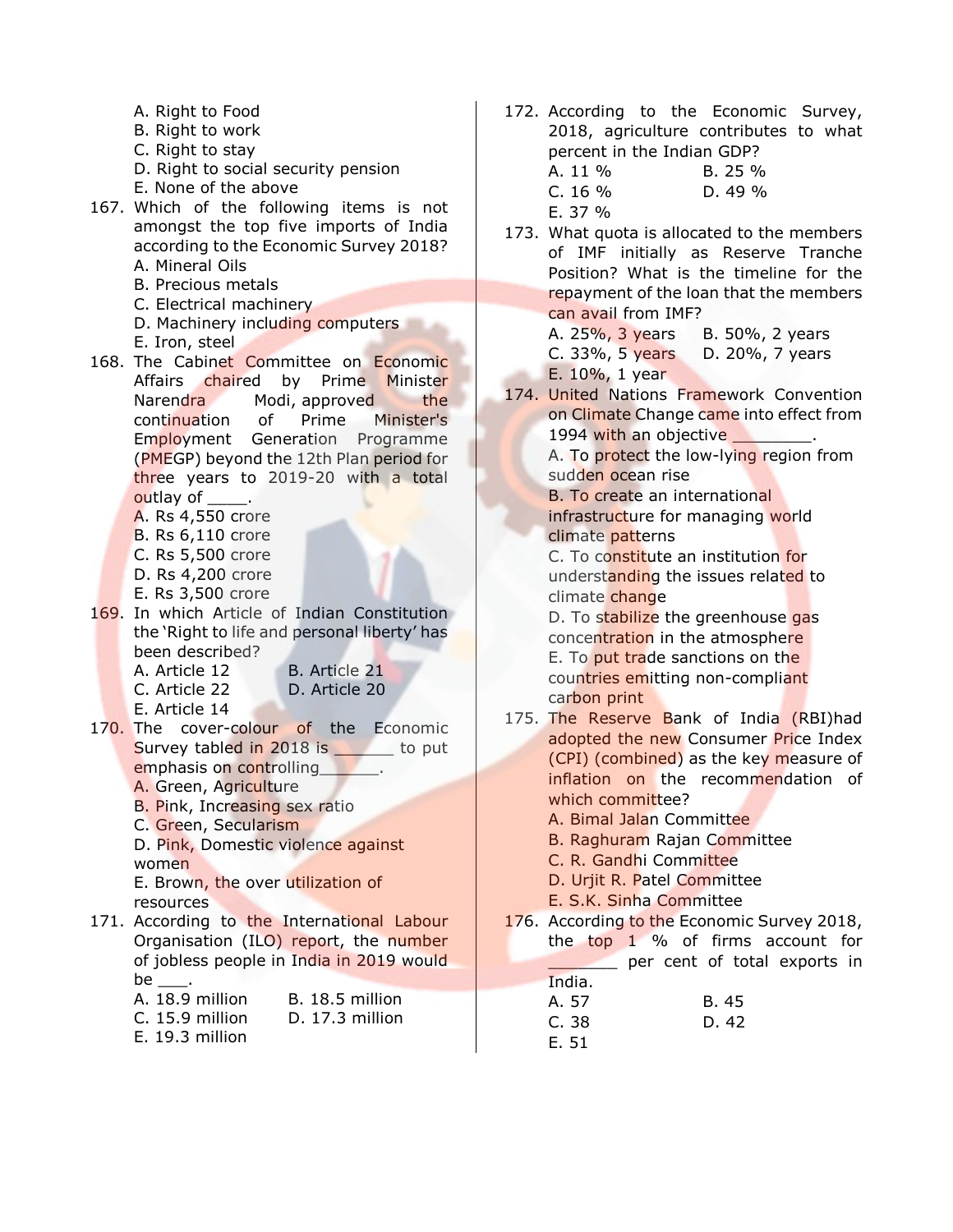A. Right to Food
B. Right to work
C. Right to stay
D. Right to social security pension
E. None of the above

167. Which of the following items is not amongst the top five imports of India according to the Economic Survey 2018?
A. Mineral Oils
B. Precious metals
C. Electrical machinery
D. Machinery including computers
E. Iron, steel

168. The Cabinet Committee on Economic Affairs chaired by Prime Minister Narendra Modi, approved the continuation of Prime Minister's Employment Generation Programme (PMEGP) beyond the 12th Plan period for three years to 2019-20 with a total outlay of ____.
A. Rs 4,550 crore
B. Rs 6,110 crore
C. Rs 5,500 crore
D. Rs 4,200 crore
E. Rs 3,500 crore

169. In which Article of Indian Constitution the 'Right to life and personal liberty' has been described?
A. Article 12
B. Article 21
C. Article 22
D. Article 20
E. Article 14

170. The cover-colour of the Economic Survey tabled in 2018 is ______ to put emphasis on controlling______.
A. Green, Agriculture
B. Pink, Increasing sex ratio
C. Green, Secularism
D. Pink, Domestic violence against women
E. Brown, the over utilization of resources

171. According to the International Labour Organisation (ILO) report, the number of jobless people in India in 2019 would be ___.
A. 18.9 million
B. 18.5 million
C. 15.9 million
D. 17.3 million
E. 19.3 million

172. According to the Economic Survey, 2018, agriculture contributes to what percent in the Indian GDP?
A. 11 %
B. 25 %
C. 16 %
D. 49 %
E. 37 %

173. What quota is allocated to the members of IMF initially as Reserve Tranche Position? What is the timeline for the repayment of the loan that the members can avail from IMF?
A. 25%, 3 years
B. 50%, 2 years
C. 33%, 5 years
D. 20%, 7 years
E. 10%, 1 year

174. United Nations Framework Convention on Climate Change came into effect from 1994 with an objective ________.
A. To protect the low-lying region from sudden ocean rise
B. To create an international infrastructure for managing world climate patterns
C. To constitute an institution for understanding the issues related to climate change
D. To stabilize the greenhouse gas concentration in the atmosphere
E. To put trade sanctions on the countries emitting non-compliant carbon print

175. The Reserve Bank of India (RBI)had adopted the new Consumer Price Index (CPI) (combined) as the key measure of inflation on the recommendation of which committee?
A. Bimal Jalan Committee
B. Raghuram Rajan Committee
C. R. Gandhi Committee
D. Urjit R. Patel Committee
E. S.K. Sinha Committee

176. According to the Economic Survey 2018, the top 1 % of firms account for _______ per cent of total exports in India.
A. 57
B. 45
C. 38
D. 42
E. 51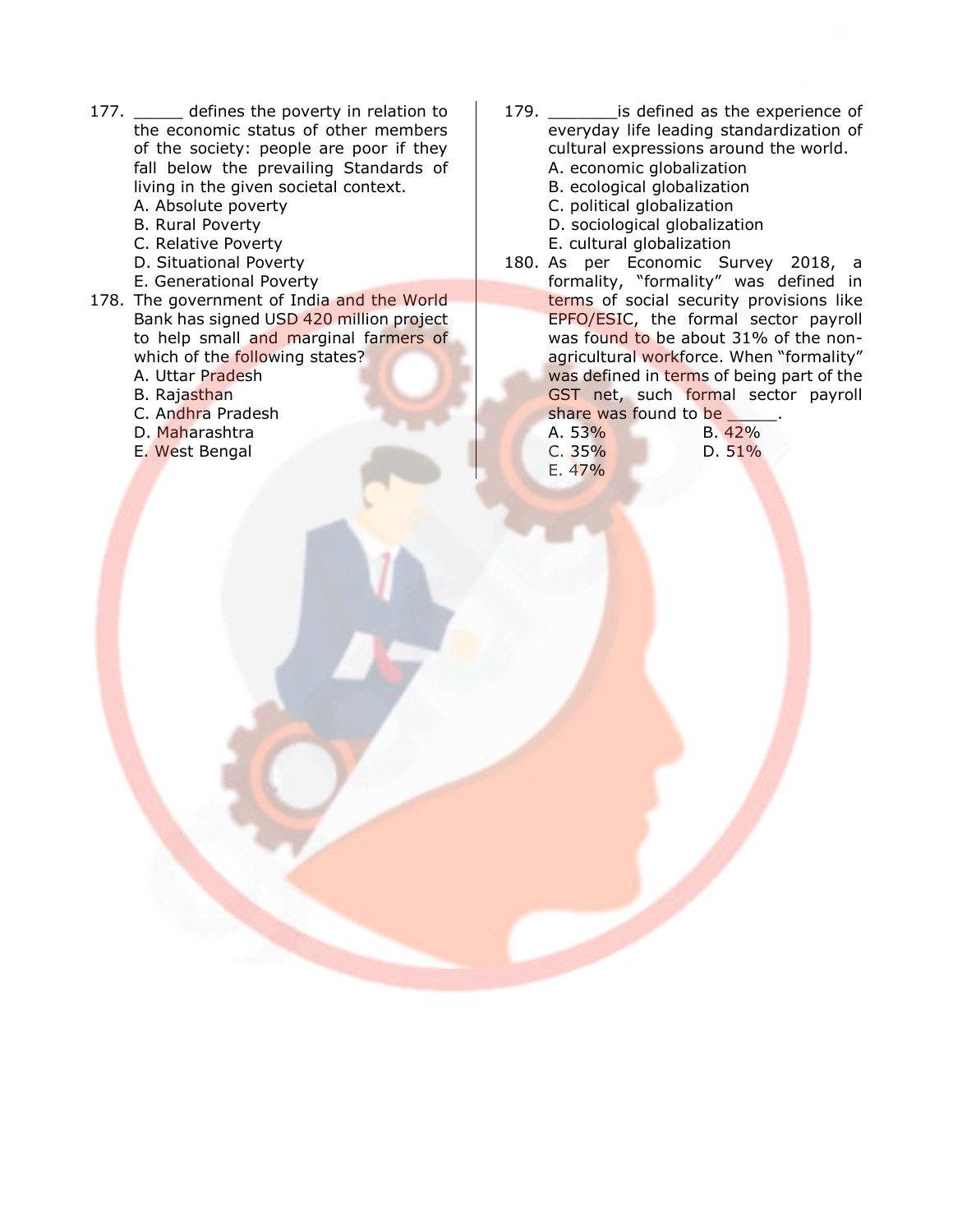177. _____ defines the poverty in relation to the economic status of other members of the society: people are poor if they fall below the prevailing Standards of living in the given societal context.
A. Absolute poverty
B. Rural Poverty
C. Relative Poverty
D. Situational Poverty
E. Generational Poverty

178. The government of India and the World Bank has signed USD 420 million project to help small and marginal farmers of which of the following states?
A. Uttar Pradesh
B. Rajasthan
C. Andhra Pradesh
D. Maharashtra
E. West Bengal

179. _______is defined as the experience of everyday life leading standardization of cultural expressions around the world.
A. economic globalization
B. ecological globalization
C. political globalization
D. sociological globalization
E. cultural globalization

180. As per Economic Survey 2018, a formality, "formality" was defined in terms of social security provisions like EPFO/ESIC, the formal sector payroll was found to be about 31% of the non-agricultural workforce. When "formality" was defined in terms of being part of the GST net, such formal sector payroll share was found to be _____.
A. 53%
B. 42%
C. 35%
D. 51%
E. 47%